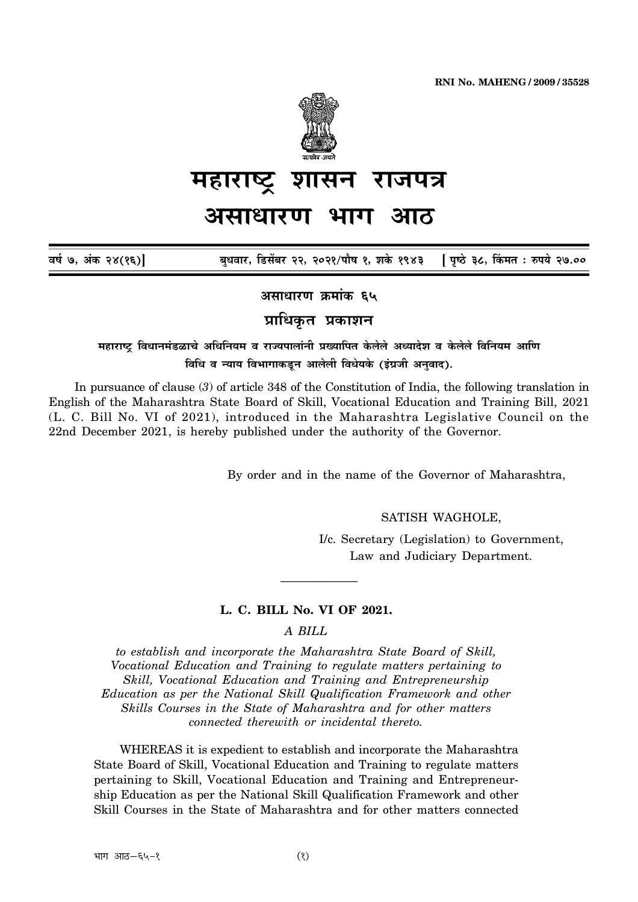RNI No. MAHENG / 2009 / 35528

# महाराष्ट्र शासन राजपत्र

# असाधारण भाग आठ

वर्ष ७, अंक २४(१६)] बुधवार, डिसेंबर २२, २०२१/पौष १, शके १९४३ [ पृष्ठे ३८, किंमत : रुपये २७.००

## असाधारण क्रमांक ६५

## प्राधिकृत प्रकाशन

**महाराष्ट्र विधानमंडळाचे अधिनियम व राज्यपालांनी प्रख्यापित केलेले अध्यादेश व केलेले विनियम आणि विधि व न्याय विभागाकडून आलेली विधेयके (इंग्रजी अनुवाद).**

In pursuance of clause (*3*) of article 348 of the Constitution of India, the following translation in English of the Maharashtra State Board of Skill, Vocational Education and Training Bill, 2021 (L. C. Bill No. VI of 2021), introduced in the Maharashtra Legislative Council on the 22nd December 2021, is hereby published under the authority of the Governor.

By order and in the name of the Governor of Maharashtra,

SATISH WAGHOLE,

I/c. Secretary (Legislation) to Government,
Law and Judiciary Department.

---

## L. C. BILL No. VI OF 2021.

*A BILL*

*to establish and incorporate the Maharashtra State Board of Skill, Vocational Education and Training to regulate matters pertaining to Skill, Vocational Education and Training and Entrepreneurship Education as per the National Skill Qualification Framework and other Skills Courses in the State of Maharashtra and for other matters connected therewith or incidental thereto.*

WHEREAS it is expedient to establish and incorporate the Maharashtra State Board of Skill, Vocational Education and Training to regulate matters pertaining to Skill, Vocational Education and Training and Entrepreneurship Education as per the National Skill Qualification Framework and other Skill Courses in the State of Maharashtra and for other matters connected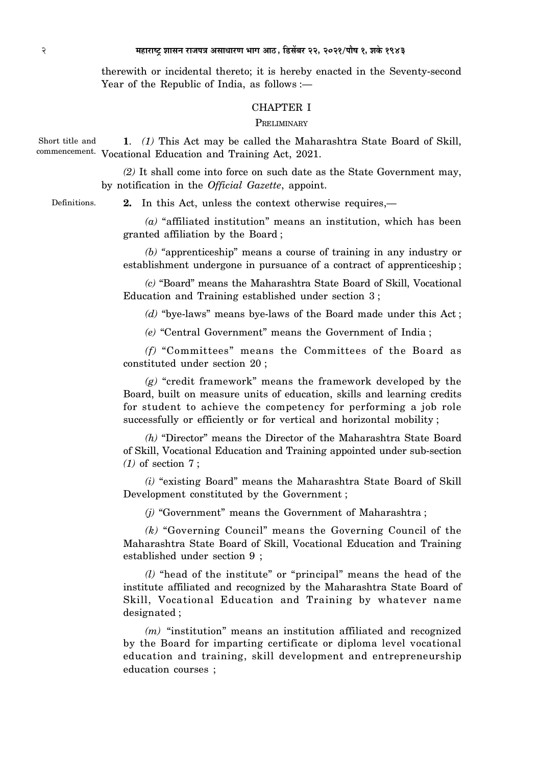therewith or incidental thereto; it is hereby enacted in the Seventy-second Year of the Republic of India, as follows :—

## CHAPTER I

### PRELIMINARY

Short title and commencement.

**1**. *(1)* This Act may be called the Maharashtra State Board of Skill, Vocational Education and Training Act, 2021.

*(2)* It shall come into force on such date as the State Government may, by notification in the *Official Gazette*, appoint.

Definitions.

**2.** In this Act, unless the context otherwise requires,—

*(a)* "affiliated institution" means an institution, which has been granted affiliation by the Board ;

*(b)* "apprenticeship" means a course of training in any industry or establishment undergone in pursuance of a contract of apprenticeship ;

*(c)* "Board" means the Maharashtra State Board of Skill, Vocational Education and Training established under section 3 ;

*(d)* "bye-laws" means bye-laws of the Board made under this Act ;

*(e)* "Central Government" means the Government of India ;

*(f)* "Committees" means the Committees of the Board as constituted under section 20 ;

*(g)* "credit framework" means the framework developed by the Board, built on measure units of education, skills and learning credits for student to achieve the competency for performing a job role successfully or efficiently or for vertical and horizontal mobility ;

*(h)* "Director" means the Director of the Maharashtra State Board of Skill, Vocational Education and Training appointed under sub-section *(1)* of section 7 ;

*(i)* "existing Board" means the Maharashtra State Board of Skill Development constituted by the Government ;

*(j)* "Government" means the Government of Maharashtra ;

*(k)* "Governing Council" means the Governing Council of the Maharashtra State Board of Skill, Vocational Education and Training established under section 9 ;

*(l)* "head of the institute" or "principal" means the head of the institute affiliated and recognized by the Maharashtra State Board of Skill, Vocational Education and Training by whatever name designated ;

*(m)* "institution" means an institution affiliated and recognized by the Board for imparting certificate or diploma level vocational education and training, skill development and entrepreneurship education courses ;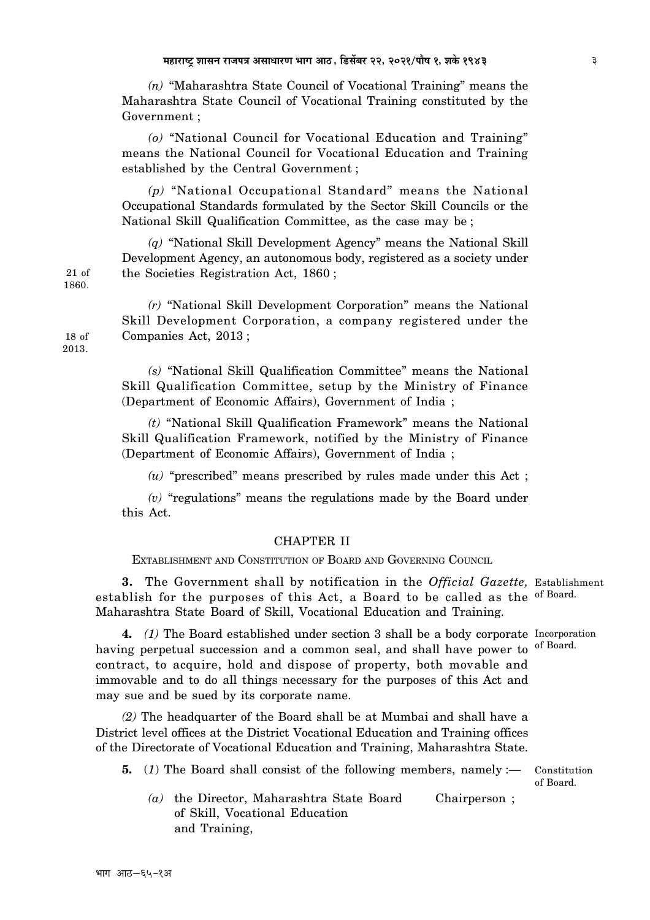*(n)* "Maharashtra State Council of Vocational Training" means the Maharashtra State Council of Vocational Training constituted by the Government ;

*(o)* "National Council for Vocational Education and Training" means the National Council for Vocational Education and Training established by the Central Government ;

*(p)* "National Occupational Standard" means the National Occupational Standards formulated by the Sector Skill Councils or the National Skill Qualification Committee, as the case may be ;

*(q)* "National Skill Development Agency" means the National Skill Development Agency, an autonomous body, registered as a society under the Societies Registration Act, 1860 ;

21 of 1860.

*(r)* "National Skill Development Corporation" means the National Skill Development Corporation, a company registered under the Companies Act, 2013 ;

18 of 2013.

*(s)* "National Skill Qualification Committee" means the National Skill Qualification Committee, setup by the Ministry of Finance (Department of Economic Affairs), Government of India ;

*(t)* "National Skill Qualification Framework" means the National Skill Qualification Framework, notified by the Ministry of Finance (Department of Economic Affairs), Government of India ;

*(u)* "prescribed" means prescribed by rules made under this Act ;

*(v)* "regulations" means the regulations made by the Board under this Act.

## CHAPTER II

### EXTABLISHMENT AND CONSTITUTION OF BOARD AND GOVERNING COUNCIL

Establishment of Board.

**3.** The Government shall by notification in the *Official Gazette,* establish for the purposes of this Act, a Board to be called as the Maharashtra State Board of Skill, Vocational Education and Training.

Incorporation of Board.

**4.** *(1)* The Board established under section 3 shall be a body corporate having perpetual succession and a common seal, and shall have power to contract, to acquire, hold and dispose of property, both movable and immovable and to do all things necessary for the purposes of this Act and may sue and be sued by its corporate name.

*(2)* The headquarter of the Board shall be at Mumbai and shall have a District level offices at the District Vocational Education and Training offices of the Directorate of Vocational Education and Training, Maharashtra State.

Constitution of Board.

**5.** (*1*) The Board shall consist of the following members, namely :—

*(a)* the Director, Maharashtra State Board of Skill, Vocational Education and Training, — Chairperson ;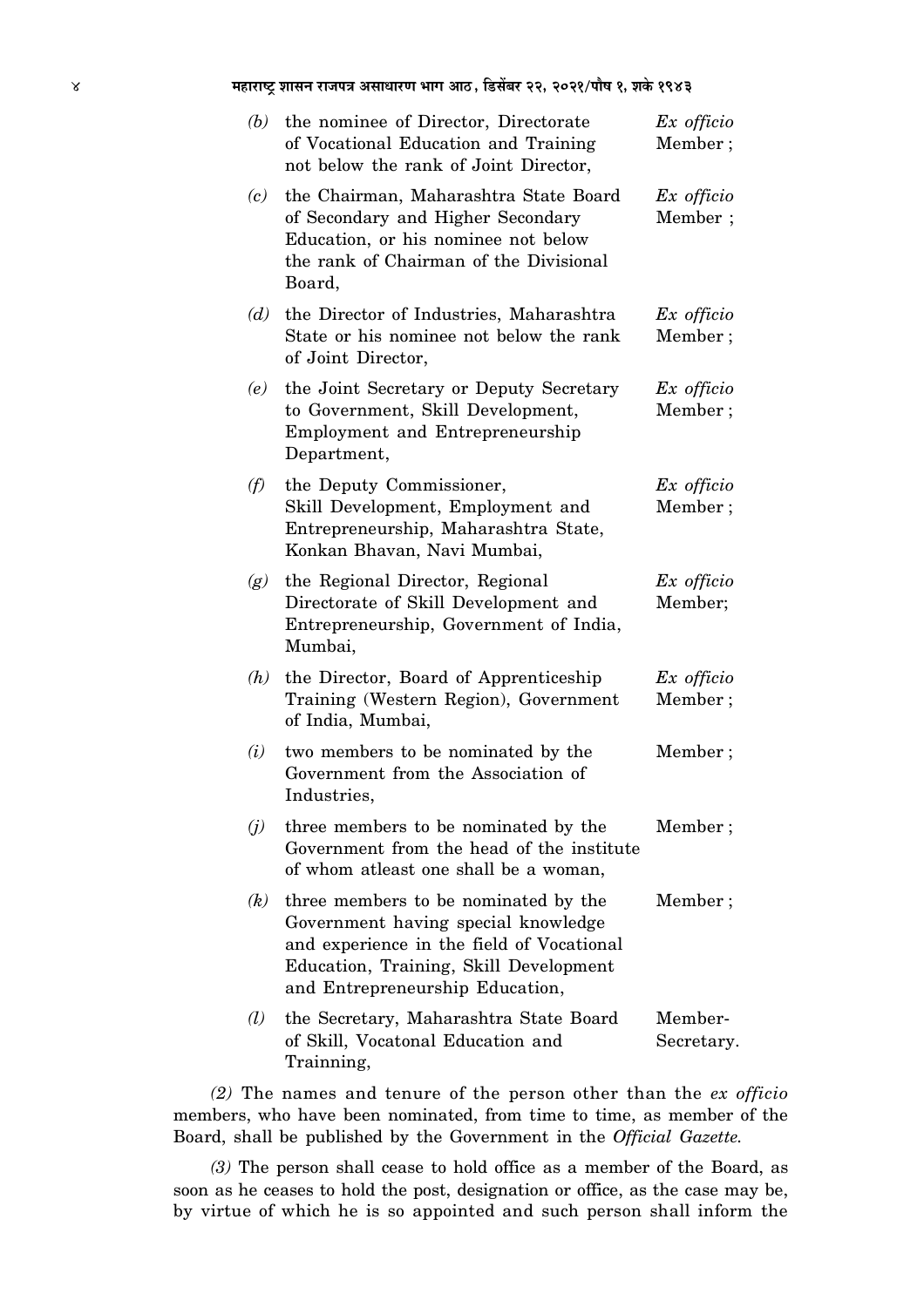| | | |
|---|---|---|
| *(b)* | the nominee of Director, Directorate of Vocational Education and Training not below the rank of Joint Director, | *Ex officio* Member ; |
| *(c)* | the Chairman, Maharashtra State Board of Secondary and Higher Secondary Education, or his nominee not below the rank of Chairman of the Divisional Board, | *Ex officio* Member ; |
| *(d)* | the Director of Industries, Maharashtra State or his nominee not below the rank of Joint Director, | *Ex officio* Member ; |
| *(e)* | the Joint Secretary or Deputy Secretary to Government, Skill Development, Employment and Entrepreneurship Department, | *Ex officio* Member ; |
| *(f)* | the Deputy Commissioner, Skill Development, Employment and Entrepreneurship, Maharashtra State, Konkan Bhavan, Navi Mumbai, | *Ex officio* Member ; |
| *(g)* | the Regional Director, Regional Directorate of Skill Development and Entrepreneurship, Government of India, Mumbai, | *Ex officio* Member; |
| *(h)* | the Director, Board of Apprenticeship Training (Western Region), Government of India, Mumbai, | *Ex officio* Member ; |
| *(i)* | two members to be nominated by the Government from the Association of Industries, | Member ; |
| *(j)* | three members to be nominated by the Government from the head of the institute of whom atleast one shall be a woman, | Member ; |
| *(k)* | three members to be nominated by the Government having special knowledge and experience in the field of Vocational Education, Training, Skill Development and Entrepreneurship Education, | Member ; |
| *(l)* | the Secretary, Maharashtra State Board of Skill, Vocatonal Education and Trainning, | Member-Secretary. |

*(2)* The names and tenure of the person other than the *ex officio* members, who have been nominated, from time to time, as member of the Board, shall be published by the Government in the *Official Gazette.*

*(3)* The person shall cease to hold office as a member of the Board, as soon as he ceases to hold the post, designation or office, as the case may be, by virtue of which he is so appointed and such person shall inform the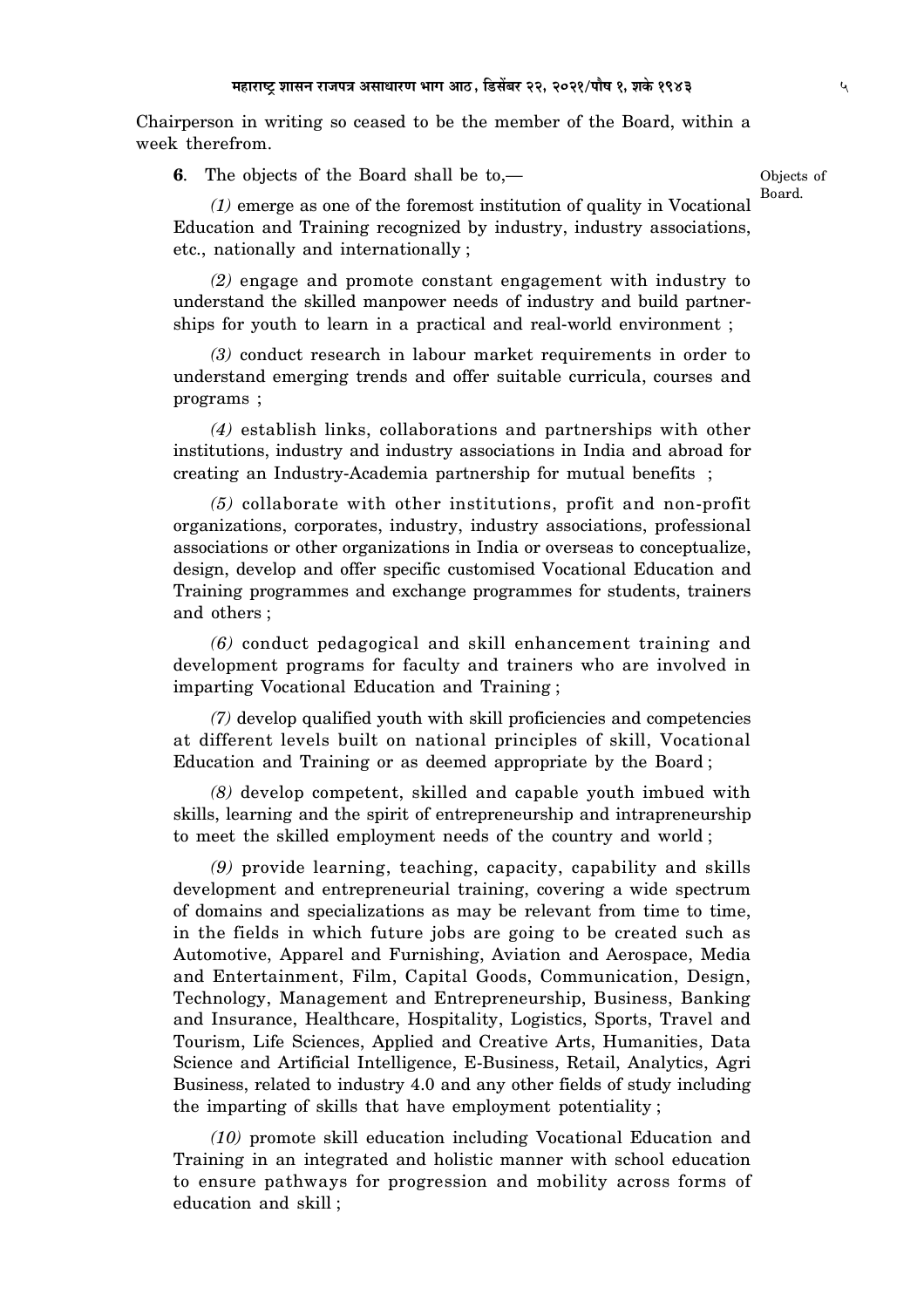Chairperson in writing so ceased to be the member of the Board, within a week therefrom.

**6**. The objects of the Board shall be to,—

Objects of Board.

*(1)* emerge as one of the foremost institution of quality in Vocational Education and Training recognized by industry, industry associations, etc., nationally and internationally ;

*(2)* engage and promote constant engagement with industry to understand the skilled manpower needs of industry and build partnerships for youth to learn in a practical and real-world environment ;

*(3)* conduct research in labour market requirements in order to understand emerging trends and offer suitable curricula, courses and programs ;

*(4)* establish links, collaborations and partnerships with other institutions, industry and industry associations in India and abroad for creating an Industry-Academia partnership for mutual benefits ;

*(5)* collaborate with other institutions, profit and non-profit organizations, corporates, industry, industry associations, professional associations or other organizations in India or overseas to conceptualize, design, develop and offer specific customised Vocational Education and Training programmes and exchange programmes for students, trainers and others ;

*(6)* conduct pedagogical and skill enhancement training and development programs for faculty and trainers who are involved in imparting Vocational Education and Training ;

*(7)* develop qualified youth with skill proficiencies and competencies at different levels built on national principles of skill, Vocational Education and Training or as deemed appropriate by the Board ;

*(8)* develop competent, skilled and capable youth imbued with skills, learning and the spirit of entrepreneurship and intrapreneurship to meet the skilled employment needs of the country and world ;

*(9)* provide learning, teaching, capacity, capability and skills development and entrepreneurial training, covering a wide spectrum of domains and specializations as may be relevant from time to time, in the fields in which future jobs are going to be created such as Automotive, Apparel and Furnishing, Aviation and Aerospace, Media and Entertainment, Film, Capital Goods, Communication, Design, Technology, Management and Entrepreneurship, Business, Banking and Insurance, Healthcare, Hospitality, Logistics, Sports, Travel and Tourism, Life Sciences, Applied and Creative Arts, Humanities, Data Science and Artificial Intelligence, E-Business, Retail, Analytics, Agri Business, related to industry 4.0 and any other fields of study including the imparting of skills that have employment potentiality ;

*(10)* promote skill education including Vocational Education and Training in an integrated and holistic manner with school education to ensure pathways for progression and mobility across forms of education and skill ;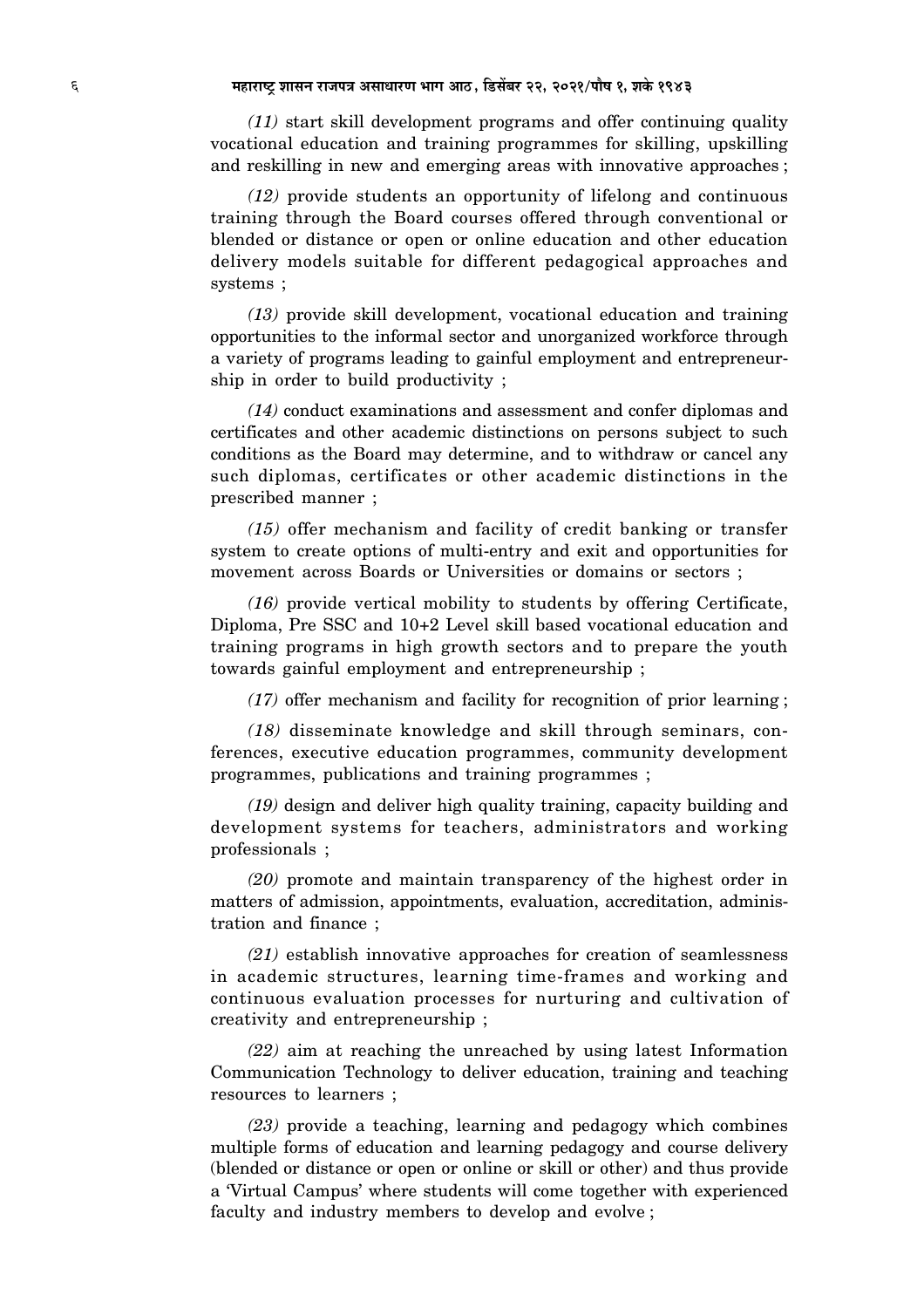*(11)* start skill development programs and offer continuing quality vocational education and training programmes for skilling, upskilling and reskilling in new and emerging areas with innovative approaches ;

*(12)* provide students an opportunity of lifelong and continuous training through the Board courses offered through conventional or blended or distance or open or online education and other education delivery models suitable for different pedagogical approaches and systems ;

*(13)* provide skill development, vocational education and training opportunities to the informal sector and unorganized workforce through a variety of programs leading to gainful employment and entrepreneurship in order to build productivity ;

*(14)* conduct examinations and assessment and confer diplomas and certificates and other academic distinctions on persons subject to such conditions as the Board may determine, and to withdraw or cancel any such diplomas, certificates or other academic distinctions in the prescribed manner ;

*(15)* offer mechanism and facility of credit banking or transfer system to create options of multi-entry and exit and opportunities for movement across Boards or Universities or domains or sectors ;

*(16)* provide vertical mobility to students by offering Certificate, Diploma, Pre SSC and 10+2 Level skill based vocational education and training programs in high growth sectors and to prepare the youth towards gainful employment and entrepreneurship ;

*(17)* offer mechanism and facility for recognition of prior learning ;

*(18)* disseminate knowledge and skill through seminars, conferences, executive education programmes, community development programmes, publications and training programmes ;

*(19)* design and deliver high quality training, capacity building and development systems for teachers, administrators and working professionals ;

*(20)* promote and maintain transparency of the highest order in matters of admission, appointments, evaluation, accreditation, administration and finance ;

*(21)* establish innovative approaches for creation of seamlessness in academic structures, learning time-frames and working and continuous evaluation processes for nurturing and cultivation of creativity and entrepreneurship ;

*(22)* aim at reaching the unreached by using latest Information Communication Technology to deliver education, training and teaching resources to learners ;

*(23)* provide a teaching, learning and pedagogy which combines multiple forms of education and learning pedagogy and course delivery (blended or distance or open or online or skill or other) and thus provide a 'Virtual Campus' where students will come together with experienced faculty and industry members to develop and evolve ;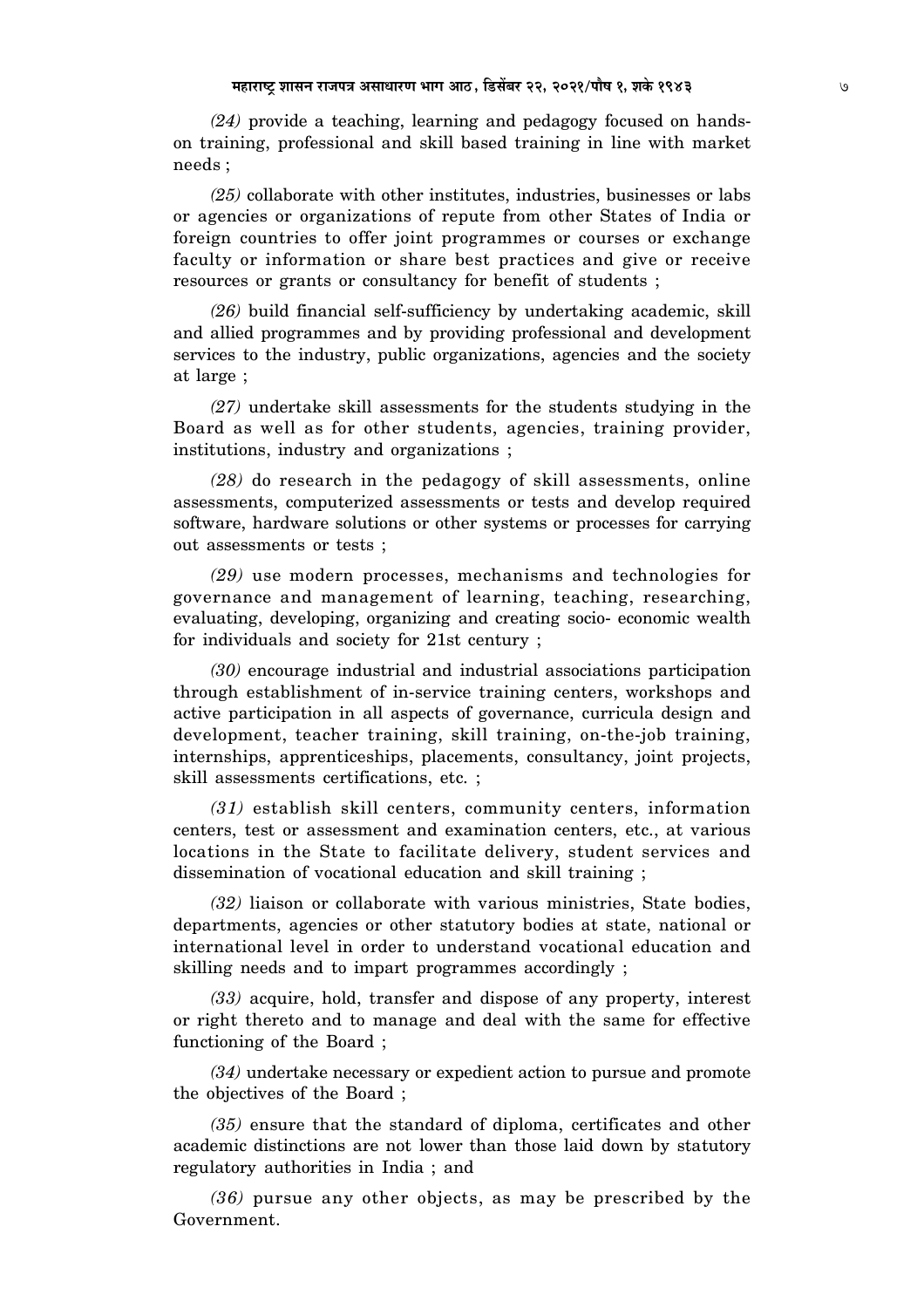*(24)* provide a teaching, learning and pedagogy focused on hands-on training, professional and skill based training in line with market needs ;

*(25)* collaborate with other institutes, industries, businesses or labs or agencies or organizations of repute from other States of India or foreign countries to offer joint programmes or courses or exchange faculty or information or share best practices and give or receive resources or grants or consultancy for benefit of students ;

*(26)* build financial self-sufficiency by undertaking academic, skill and allied programmes and by providing professional and development services to the industry, public organizations, agencies and the society at large ;

*(27)* undertake skill assessments for the students studying in the Board as well as for other students, agencies, training provider, institutions, industry and organizations ;

*(28)* do research in the pedagogy of skill assessments, online assessments, computerized assessments or tests and develop required software, hardware solutions or other systems or processes for carrying out assessments or tests ;

*(29)* use modern processes, mechanisms and technologies for governance and management of learning, teaching, researching, evaluating, developing, organizing and creating socio- economic wealth for individuals and society for 21st century ;

*(30)* encourage industrial and industrial associations participation through establishment of in-service training centers, workshops and active participation in all aspects of governance, curricula design and development, teacher training, skill training, on-the-job training, internships, apprenticeships, placements, consultancy, joint projects, skill assessments certifications, etc. ;

*(31)* establish skill centers, community centers, information centers, test or assessment and examination centers, etc., at various locations in the State to facilitate delivery, student services and dissemination of vocational education and skill training ;

*(32)* liaison or collaborate with various ministries, State bodies, departments, agencies or other statutory bodies at state, national or international level in order to understand vocational education and skilling needs and to impart programmes accordingly ;

*(33)* acquire, hold, transfer and dispose of any property, interest or right thereto and to manage and deal with the same for effective functioning of the Board ;

*(34)* undertake necessary or expedient action to pursue and promote the objectives of the Board ;

*(35)* ensure that the standard of diploma, certificates and other academic distinctions are not lower than those laid down by statutory regulatory authorities in India ; and

*(36)* pursue any other objects, as may be prescribed by the Government.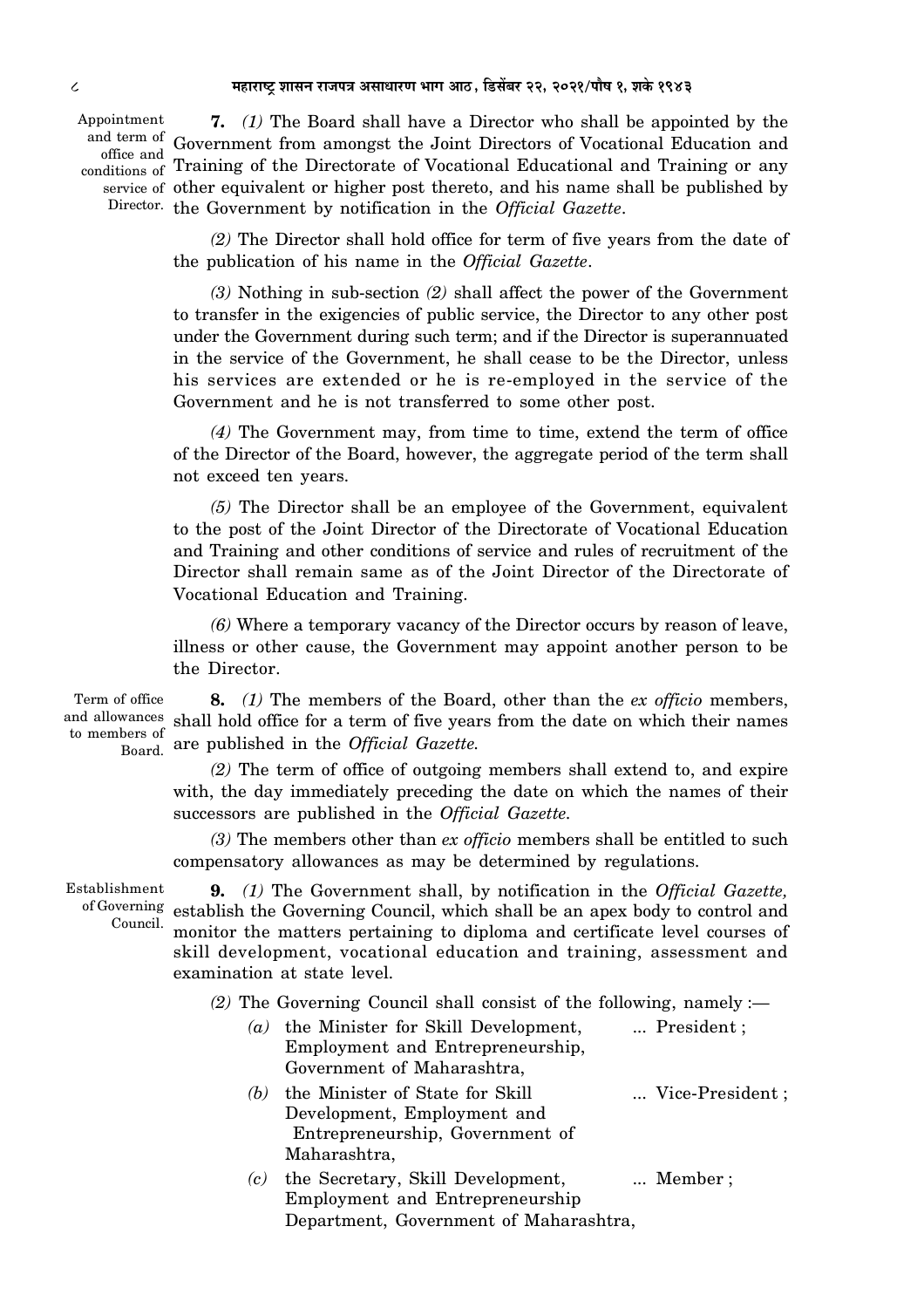**Appointment and term of office and conditions of service of Director.**

**7.** *(1)* The Board shall have a Director who shall be appointed by the Government from amongst the Joint Directors of Vocational Education and Training of the Directorate of Vocational Educational and Training or any other equivalent or higher post thereto, and his name shall be published by the Government by notification in the *Official Gazette*.

*(2)* The Director shall hold office for term of five years from the date of the publication of his name in the *Official Gazette*.

*(3)* Nothing in sub-section *(2)* shall affect the power of the Government to transfer in the exigencies of public service, the Director to any other post under the Government during such term; and if the Director is superannuated in the service of the Government, he shall cease to be the Director, unless his services are extended or he is re-employed in the service of the Government and he is not transferred to some other post.

*(4)* The Government may, from time to time, extend the term of office of the Director of the Board, however, the aggregate period of the term shall not exceed ten years.

*(5)* The Director shall be an employee of the Government, equivalent to the post of the Joint Director of the Directorate of Vocational Education and Training and other conditions of service and rules of recruitment of the Director shall remain same as of the Joint Director of the Directorate of Vocational Education and Training.

*(6)* Where a temporary vacancy of the Director occurs by reason of leave, illness or other cause, the Government may appoint another person to be the Director.

**Term of office and allowances to members of Board.**

**8.** *(1)* The members of the Board, other than the *ex officio* members, shall hold office for a term of five years from the date on which their names are published in the *Official Gazette.*

*(2)* The term of office of outgoing members shall extend to, and expire with, the day immediately preceding the date on which the names of their successors are published in the *Official Gazette.*

*(3)* The members other than *ex officio* members shall be entitled to such compensatory allowances as may be determined by regulations.

**Establishment of Governing Council.**

**9.** *(1)* The Government shall, by notification in the *Official Gazette,* establish the Governing Council, which shall be an apex body to control and monitor the matters pertaining to diploma and certificate level courses of skill development, vocational education and training, assessment and examination at state level.

*(2)* The Governing Council shall consist of the following, namely :—

*(a)* the Minister for Skill Development, Employment and Entrepreneurship, Government of Maharashtra, ... President ;

*(b)* the Minister of State for Skill Development, Employment and Entrepreneurship, Government of Maharashtra, ... Vice-President ;

*(c)* the Secretary, Skill Development, Employment and Entrepreneurship Department, Government of Maharashtra, ... Member ;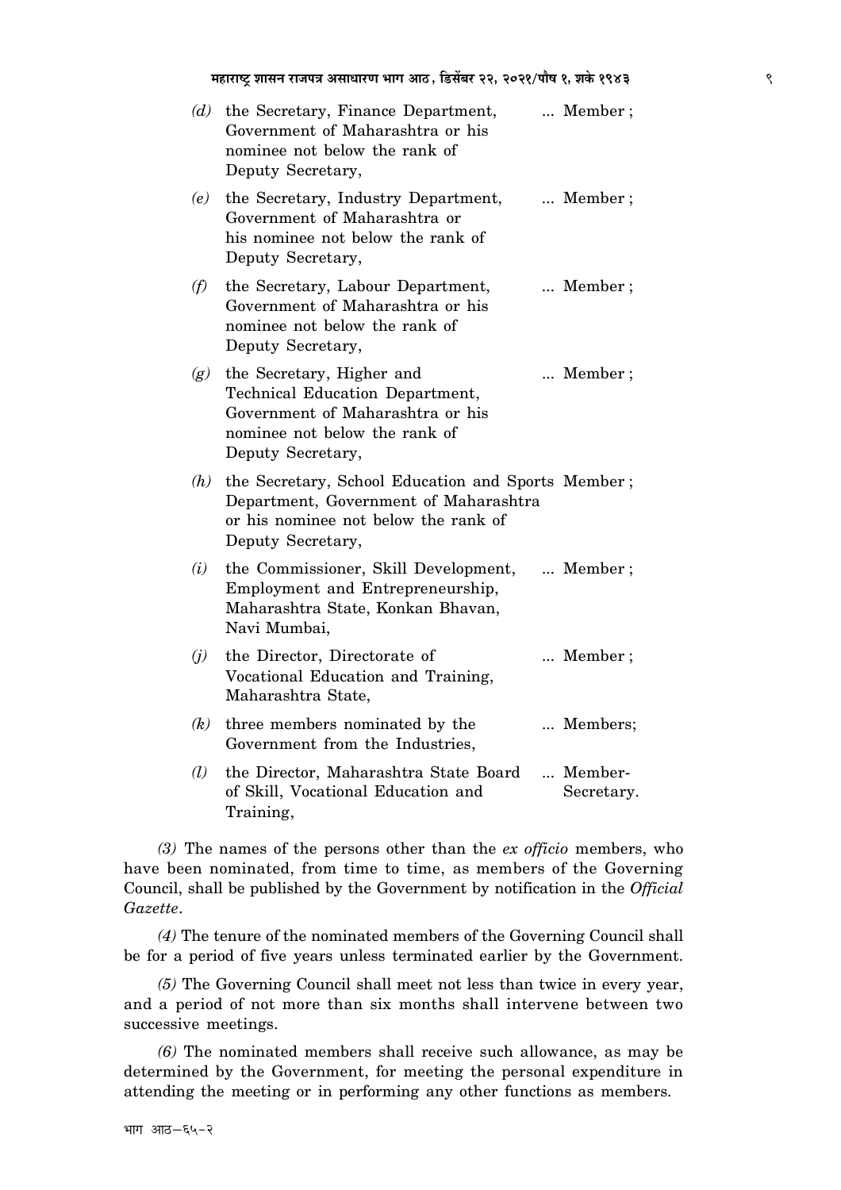(d) the Secretary, Finance Department, Government of Maharashtra or his nominee not below the rank of Deputy Secretary, ... Member ;

(e) the Secretary, Industry Department, Government of Maharashtra or his nominee not below the rank of Deputy Secretary, ... Member ;

(f) the Secretary, Labour Department, Government of Maharashtra or his nominee not below the rank of Deputy Secretary, ... Member ;

(g) the Secretary, Higher and Technical Education Department, Government of Maharashtra or his nominee not below the rank of Deputy Secretary, ... Member ;

(h) the Secretary, School Education and Sports Department, Government of Maharashtra or his nominee not below the rank of Deputy Secretary, Member ;

(i) the Commissioner, Skill Development, Employment and Entrepreneurship, Maharashtra State, Konkan Bhavan, Navi Mumbai, ... Member ;

(j) the Director, Directorate of Vocational Education and Training, Maharashtra State, ... Member ;

(k) three members nominated by the Government from the Industries, ... Members;

(l) the Director, Maharashtra State Board of Skill, Vocational Education and Training, ... Member-Secretary.

*(3)* The names of the persons other than the *ex officio* members, who have been nominated, from time to time, as members of the Governing Council, shall be published by the Government by notification in the *Official Gazette*.

*(4)* The tenure of the nominated members of the Governing Council shall be for a period of five years unless terminated earlier by the Government.

*(5)* The Governing Council shall meet not less than twice in every year, and a period of not more than six months shall intervene between two successive meetings.

*(6)* The nominated members shall receive such allowance, as may be determined by the Government, for meeting the personal expenditure in attending the meeting or in performing any other functions as members.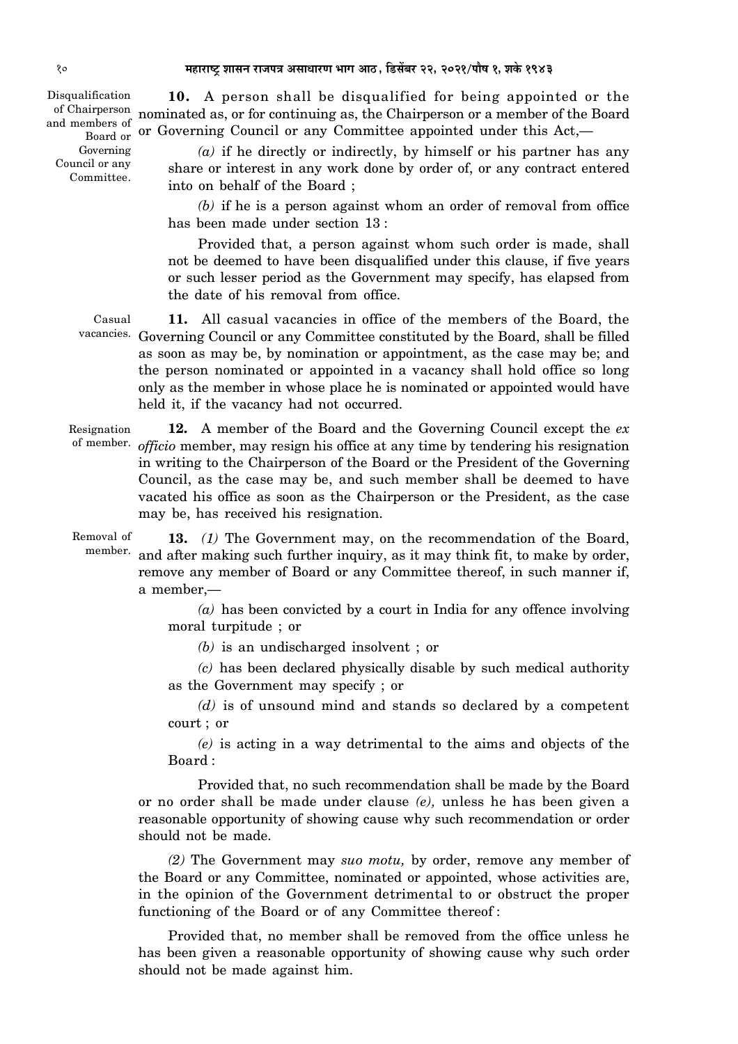Disqualification of Chairperson and members of Board or Governing Council or any Committee.

**10.** A person shall be disqualified for being appointed or the nominated as, or for continuing as, the Chairperson or a member of the Board or Governing Council or any Committee appointed under this Act,—

*(a)* if he directly or indirectly, by himself or his partner has any share or interest in any work done by order of, or any contract entered into on behalf of the Board ;

*(b)* if he is a person against whom an order of removal from office has been made under section 13 :

Provided that, a person against whom such order is made, shall not be deemed to have been disqualified under this clause, if five years or such lesser period as the Government may specify, has elapsed from the date of his removal from office.

Casual vacancies.

**11.** All casual vacancies in office of the members of the Board, the Governing Council or any Committee constituted by the Board, shall be filled as soon as may be, by nomination or appointment, as the case may be; and the person nominated or appointed in a vacancy shall hold office so long only as the member in whose place he is nominated or appointed would have held it, if the vacancy had not occurred.

Resignation of member.

**12.** A member of the Board and the Governing Council except the *ex officio* member, may resign his office at any time by tendering his resignation in writing to the Chairperson of the Board or the President of the Governing Council, as the case may be, and such member shall be deemed to have vacated his office as soon as the Chairperson or the President, as the case may be, has received his resignation.

Removal of member.

**13.** *(1)* The Government may, on the recommendation of the Board, and after making such further inquiry, as it may think fit, to make by order, remove any member of Board or any Committee thereof, in such manner if, a member,—

*(a)* has been convicted by a court in India for any offence involving moral turpitude ; or

*(b)* is an undischarged insolvent ; or

*(c)* has been declared physically disable by such medical authority as the Government may specify ; or

*(d)* is of unsound mind and stands so declared by a competent court ; or

*(e)* is acting in a way detrimental to the aims and objects of the Board :

Provided that, no such recommendation shall be made by the Board or no order shall be made under clause *(e),* unless he has been given a reasonable opportunity of showing cause why such recommendation or order should not be made.

*(2)* The Government may *suo motu,* by order, remove any member of the Board or any Committee, nominated or appointed, whose activities are, in the opinion of the Government detrimental to or obstruct the proper functioning of the Board or of any Committee thereof :

Provided that, no member shall be removed from the office unless he has been given a reasonable opportunity of showing cause why such order should not be made against him.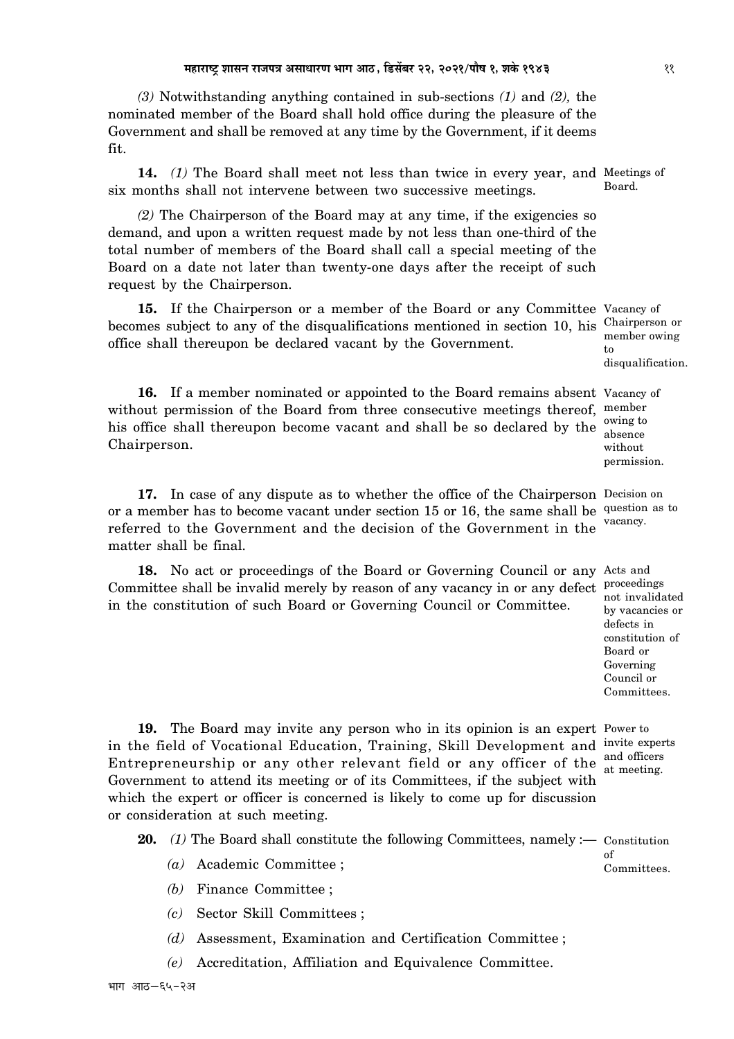*(3)* Notwithstanding anything contained in sub-sections *(1)* and *(2),* the nominated member of the Board shall hold office during the pleasure of the Government and shall be removed at any time by the Government, if it deems fit.

Meetings of Board.

**14.** *(1)* The Board shall meet not less than twice in every year, and six months shall not intervene between two successive meetings.

*(2)* The Chairperson of the Board may at any time, if the exigencies so demand, and upon a written request made by not less than one-third of the total number of members of the Board shall call a special meeting of the Board on a date not later than twenty-one days after the receipt of such request by the Chairperson.

Vacancy of Chairperson or member owing to disqualification.

**15.** If the Chairperson or a member of the Board or any Committee becomes subject to any of the disqualifications mentioned in section 10, his office shall thereupon be declared vacant by the Government.

Vacancy of member owing to absence without permission.

**16.** If a member nominated or appointed to the Board remains absent without permission of the Board from three consecutive meetings thereof, his office shall thereupon become vacant and shall be so declared by the Chairperson.

Decision on question as to vacancy.

**17.** In case of any dispute as to whether the office of the Chairperson or a member has to become vacant under section 15 or 16, the same shall be referred to the Government and the decision of the Government in the matter shall be final.

Acts and proceedings not invalidated by vacancies or defects in constitution of Board or Governing Council or Committees.

**18.** No act or proceedings of the Board or Governing Council or any Committee shall be invalid merely by reason of any vacancy in or any defect in the constitution of such Board or Governing Council or Committee.

Power to invite experts and officers at meeting.

**19.** The Board may invite any person who in its opinion is an expert in the field of Vocational Education, Training, Skill Development and Entrepreneurship or any other relevant field or any officer of the Government to attend its meeting or of its Committees, if the subject with which the expert or officer is concerned is likely to come up for discussion or consideration at such meeting.

Constitution of Committees.

**20.** *(1)* The Board shall constitute the following Committees, namely :—

*(a)* Academic Committee ;

*(b)* Finance Committee ;

*(c)* Sector Skill Committees ;

*(d)* Assessment, Examination and Certification Committee ;

*(e)* Accreditation, Affiliation and Equivalence Committee.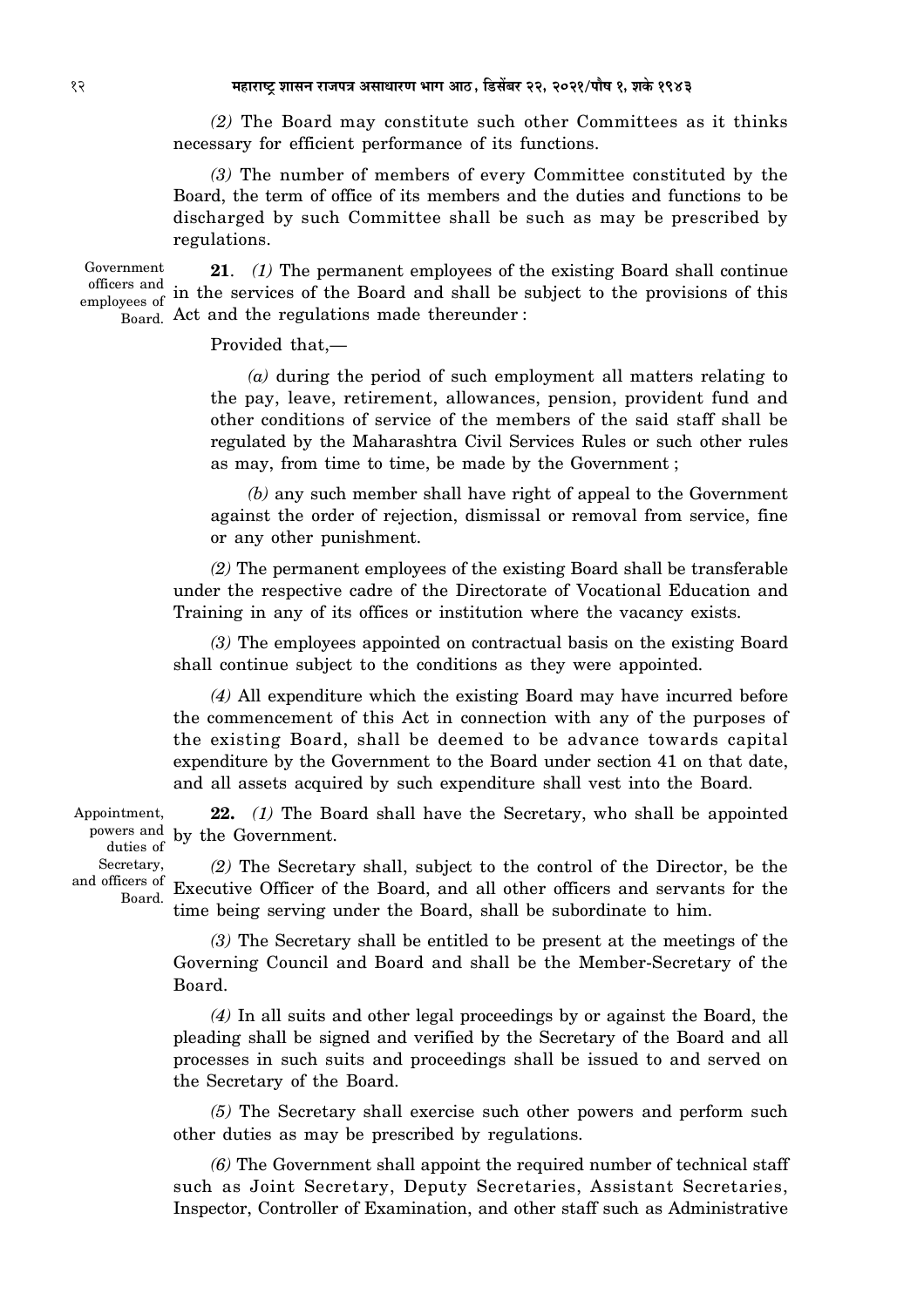*(2)* The Board may constitute such other Committees as it thinks necessary for efficient performance of its functions.

*(3)* The number of members of every Committee constituted by the Board, the term of office of its members and the duties and functions to be discharged by such Committee shall be such as may be prescribed by regulations.

Government officers and employees of Board.

**21**. *(1)* The permanent employees of the existing Board shall continue in the services of the Board and shall be subject to the provisions of this Act and the regulations made thereunder :

Provided that,—

*(a)* during the period of such employment all matters relating to the pay, leave, retirement, allowances, pension, provident fund and other conditions of service of the members of the said staff shall be regulated by the Maharashtra Civil Services Rules or such other rules as may, from time to time, be made by the Government ;

*(b)* any such member shall have right of appeal to the Government against the order of rejection, dismissal or removal from service, fine or any other punishment.

*(2)* The permanent employees of the existing Board shall be transferable under the respective cadre of the Directorate of Vocational Education and Training in any of its offices or institution where the vacancy exists.

*(3)* The employees appointed on contractual basis on the existing Board shall continue subject to the conditions as they were appointed.

*(4)* All expenditure which the existing Board may have incurred before the commencement of this Act in connection with any of the purposes of the existing Board, shall be deemed to be advance towards capital expenditure by the Government to the Board under section 41 on that date, and all assets acquired by such expenditure shall vest into the Board.

Appointment, powers and duties of Secretary, and officers of Board.

**22.** *(1)* The Board shall have the Secretary, who shall be appointed by the Government.

*(2)* The Secretary shall, subject to the control of the Director, be the Executive Officer of the Board, and all other officers and servants for the time being serving under the Board, shall be subordinate to him.

*(3)* The Secretary shall be entitled to be present at the meetings of the Governing Council and Board and shall be the Member-Secretary of the Board.

*(4)* In all suits and other legal proceedings by or against the Board, the pleading shall be signed and verified by the Secretary of the Board and all processes in such suits and proceedings shall be issued to and served on the Secretary of the Board.

*(5)* The Secretary shall exercise such other powers and perform such other duties as may be prescribed by regulations.

*(6)* The Government shall appoint the required number of technical staff such as Joint Secretary, Deputy Secretaries, Assistant Secretaries, Inspector, Controller of Examination, and other staff such as Administrative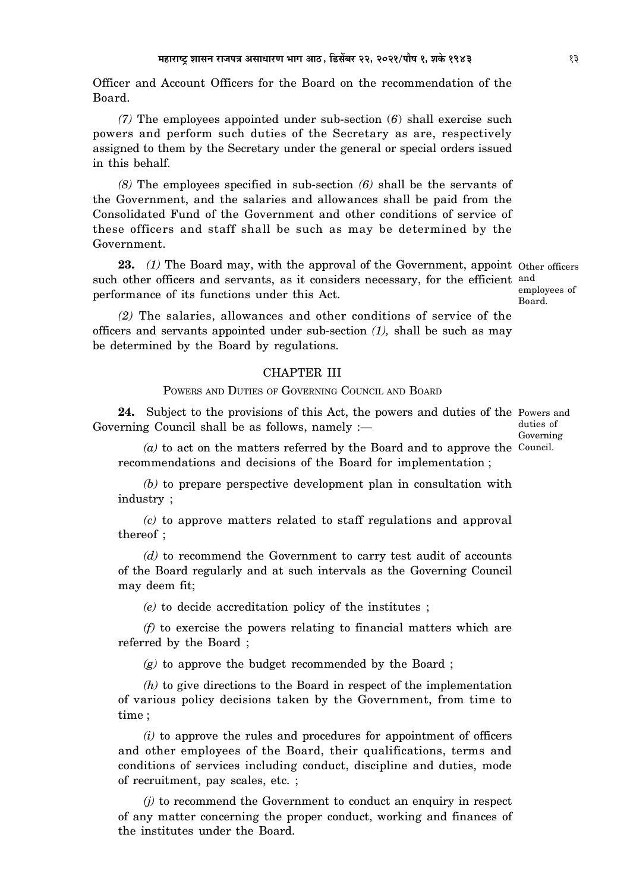Officer and Account Officers for the Board on the recommendation of the Board.

*(7)* The employees appointed under sub-section (*6*) shall exercise such powers and perform such duties of the Secretary as are, respectively assigned to them by the Secretary under the general or special orders issued in this behalf.

*(8)* The employees specified in sub-section *(6)* shall be the servants of the Government, and the salaries and allowances shall be paid from the Consolidated Fund of the Government and other conditions of service of these officers and staff shall be such as may be determined by the Government.

Other officers and employees of Board.

**23.** *(1)* The Board may, with the approval of the Government, appoint such other officers and servants, as it considers necessary, for the efficient performance of its functions under this Act.

*(2)* The salaries, allowances and other conditions of service of the officers and servants appointed under sub-section *(1),* shall be such as may be determined by the Board by regulations.

## CHAPTER III

### POWERS AND DUTIES OF GOVERNING COUNCIL AND BOARD

Powers and duties of Governing Council.

**24.** Subject to the provisions of this Act, the powers and duties of the Governing Council shall be as follows, namely :—

*(a)* to act on the matters referred by the Board and to approve the recommendations and decisions of the Board for implementation ;

*(b)* to prepare perspective development plan in consultation with industry ;

*(c)* to approve matters related to staff regulations and approval thereof ;

*(d)* to recommend the Government to carry test audit of accounts of the Board regularly and at such intervals as the Governing Council may deem fit;

*(e)* to decide accreditation policy of the institutes ;

*(f)* to exercise the powers relating to financial matters which are referred by the Board ;

*(g)* to approve the budget recommended by the Board ;

*(h)* to give directions to the Board in respect of the implementation of various policy decisions taken by the Government, from time to time ;

*(i)* to approve the rules and procedures for appointment of officers and other employees of the Board, their qualifications, terms and conditions of services including conduct, discipline and duties, mode of recruitment, pay scales, etc. ;

*(j)* to recommend the Government to conduct an enquiry in respect of any matter concerning the proper conduct, working and finances of the institutes under the Board.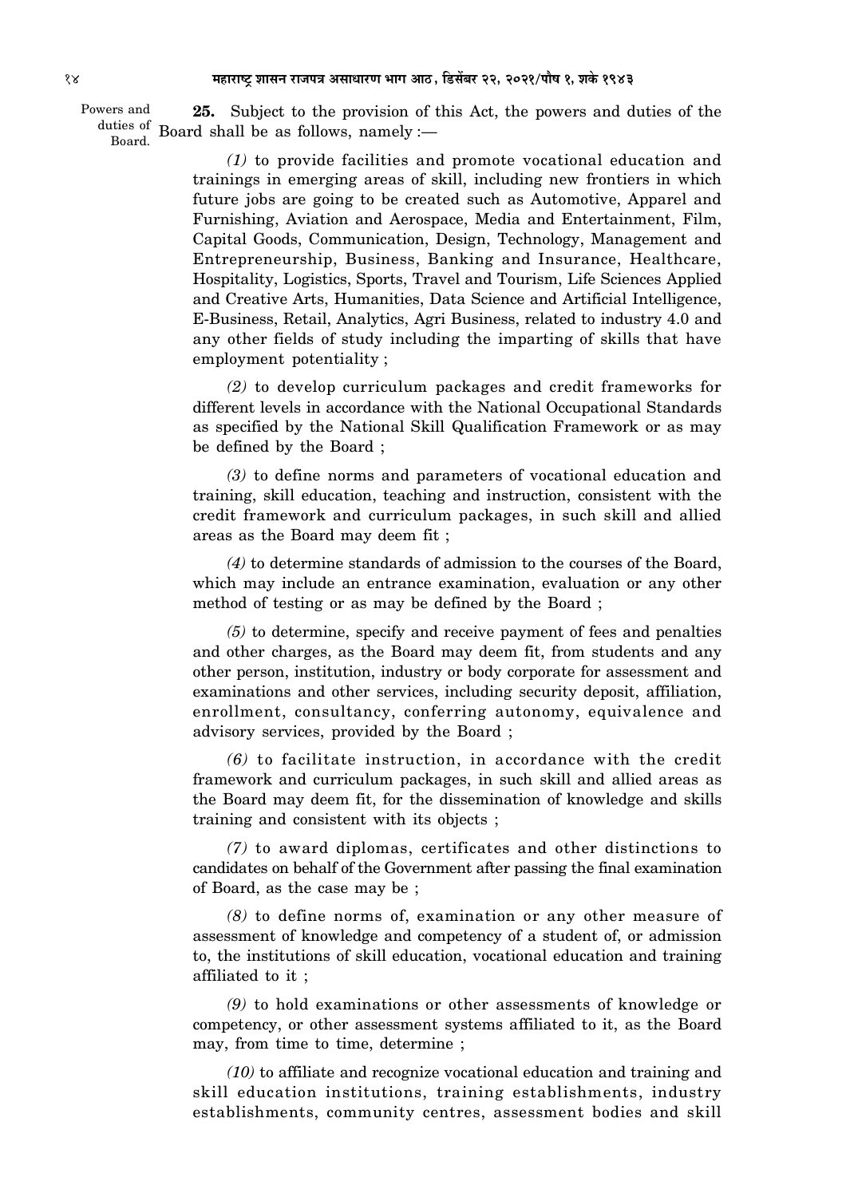Powers and duties of Board.

**25.** Subject to the provision of this Act, the powers and duties of the Board shall be as follows, namely :—

*(1)* to provide facilities and promote vocational education and trainings in emerging areas of skill, including new frontiers in which future jobs are going to be created such as Automotive, Apparel and Furnishing, Aviation and Aerospace, Media and Entertainment, Film, Capital Goods, Communication, Design, Technology, Management and Entrepreneurship, Business, Banking and Insurance, Healthcare, Hospitality, Logistics, Sports, Travel and Tourism, Life Sciences Applied and Creative Arts, Humanities, Data Science and Artificial Intelligence, E-Business, Retail, Analytics, Agri Business, related to industry 4.0 and any other fields of study including the imparting of skills that have employment potentiality ;

*(2)* to develop curriculum packages and credit frameworks for different levels in accordance with the National Occupational Standards as specified by the National Skill Qualification Framework or as may be defined by the Board ;

*(3)* to define norms and parameters of vocational education and training, skill education, teaching and instruction, consistent with the credit framework and curriculum packages, in such skill and allied areas as the Board may deem fit ;

*(4)* to determine standards of admission to the courses of the Board, which may include an entrance examination, evaluation or any other method of testing or as may be defined by the Board ;

*(5)* to determine, specify and receive payment of fees and penalties and other charges, as the Board may deem fit, from students and any other person, institution, industry or body corporate for assessment and examinations and other services, including security deposit, affiliation, enrollment, consultancy, conferring autonomy, equivalence and advisory services, provided by the Board ;

*(6)* to facilitate instruction, in accordance with the credit framework and curriculum packages, in such skill and allied areas as the Board may deem fit, for the dissemination of knowledge and skills training and consistent with its objects ;

*(7)* to award diplomas, certificates and other distinctions to candidates on behalf of the Government after passing the final examination of Board, as the case may be ;

*(8)* to define norms of, examination or any other measure of assessment of knowledge and competency of a student of, or admission to, the institutions of skill education, vocational education and training affiliated to it ;

*(9)* to hold examinations or other assessments of knowledge or competency, or other assessment systems affiliated to it, as the Board may, from time to time, determine ;

*(10)* to affiliate and recognize vocational education and training and skill education institutions, training establishments, industry establishments, community centres, assessment bodies and skill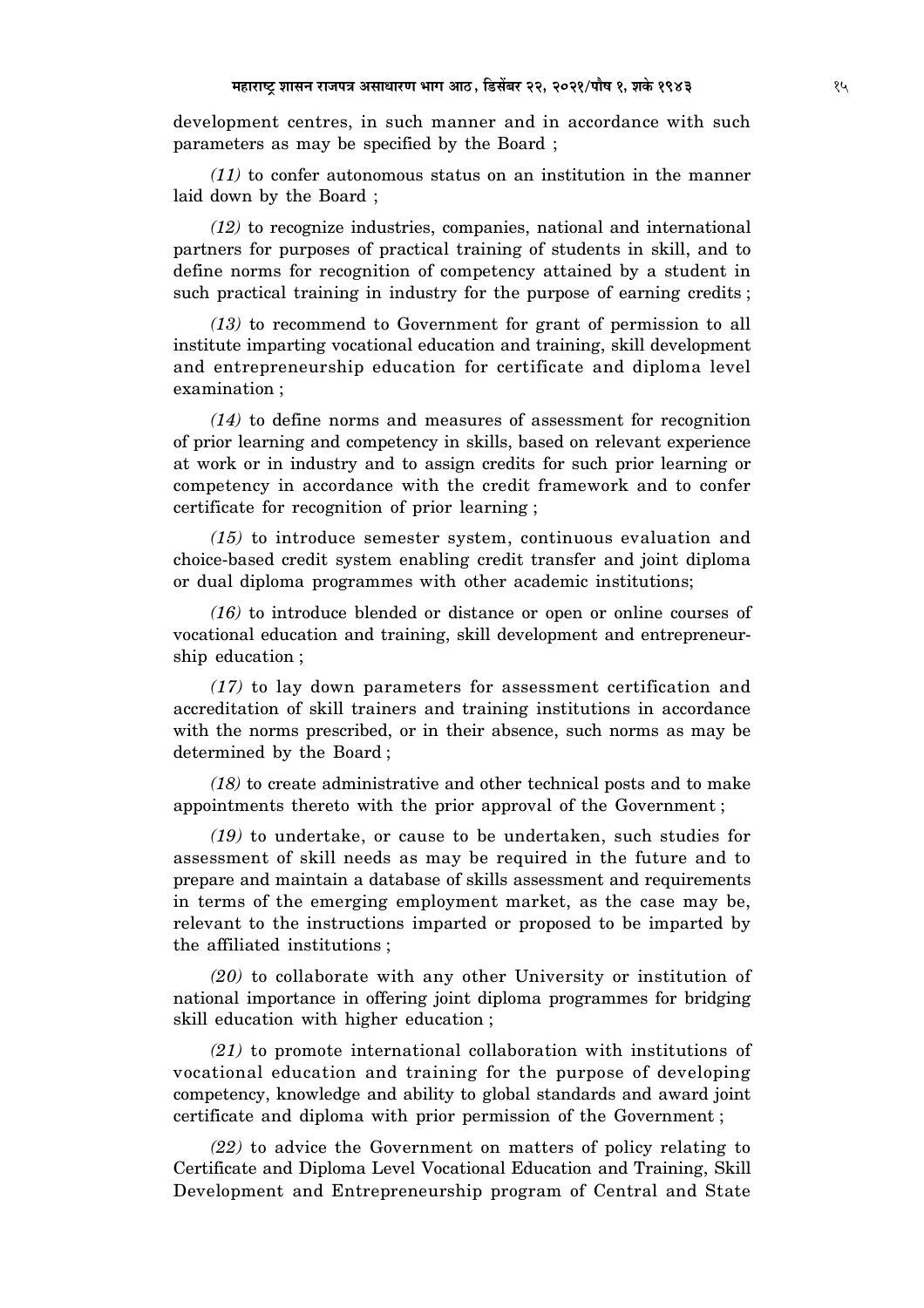development centres, in such manner and in accordance with such parameters as may be specified by the Board ;

*(11)* to confer autonomous status on an institution in the manner laid down by the Board ;

*(12)* to recognize industries, companies, national and international partners for purposes of practical training of students in skill, and to define norms for recognition of competency attained by a student in such practical training in industry for the purpose of earning credits ;

*(13)* to recommend to Government for grant of permission to all institute imparting vocational education and training, skill development and entrepreneurship education for certificate and diploma level examination ;

*(14)* to define norms and measures of assessment for recognition of prior learning and competency in skills, based on relevant experience at work or in industry and to assign credits for such prior learning or competency in accordance with the credit framework and to confer certificate for recognition of prior learning ;

*(15)* to introduce semester system, continuous evaluation and choice-based credit system enabling credit transfer and joint diploma or dual diploma programmes with other academic institutions;

*(16)* to introduce blended or distance or open or online courses of vocational education and training, skill development and entrepreneurship education ;

*(17)* to lay down parameters for assessment certification and accreditation of skill trainers and training institutions in accordance with the norms prescribed, or in their absence, such norms as may be determined by the Board ;

*(18)* to create administrative and other technical posts and to make appointments thereto with the prior approval of the Government ;

*(19)* to undertake, or cause to be undertaken, such studies for assessment of skill needs as may be required in the future and to prepare and maintain a database of skills assessment and requirements in terms of the emerging employment market, as the case may be, relevant to the instructions imparted or proposed to be imparted by the affiliated institutions ;

*(20)* to collaborate with any other University or institution of national importance in offering joint diploma programmes for bridging skill education with higher education ;

*(21)* to promote international collaboration with institutions of vocational education and training for the purpose of developing competency, knowledge and ability to global standards and award joint certificate and diploma with prior permission of the Government ;

*(22)* to advice the Government on matters of policy relating to Certificate and Diploma Level Vocational Education and Training, Skill Development and Entrepreneurship program of Central and State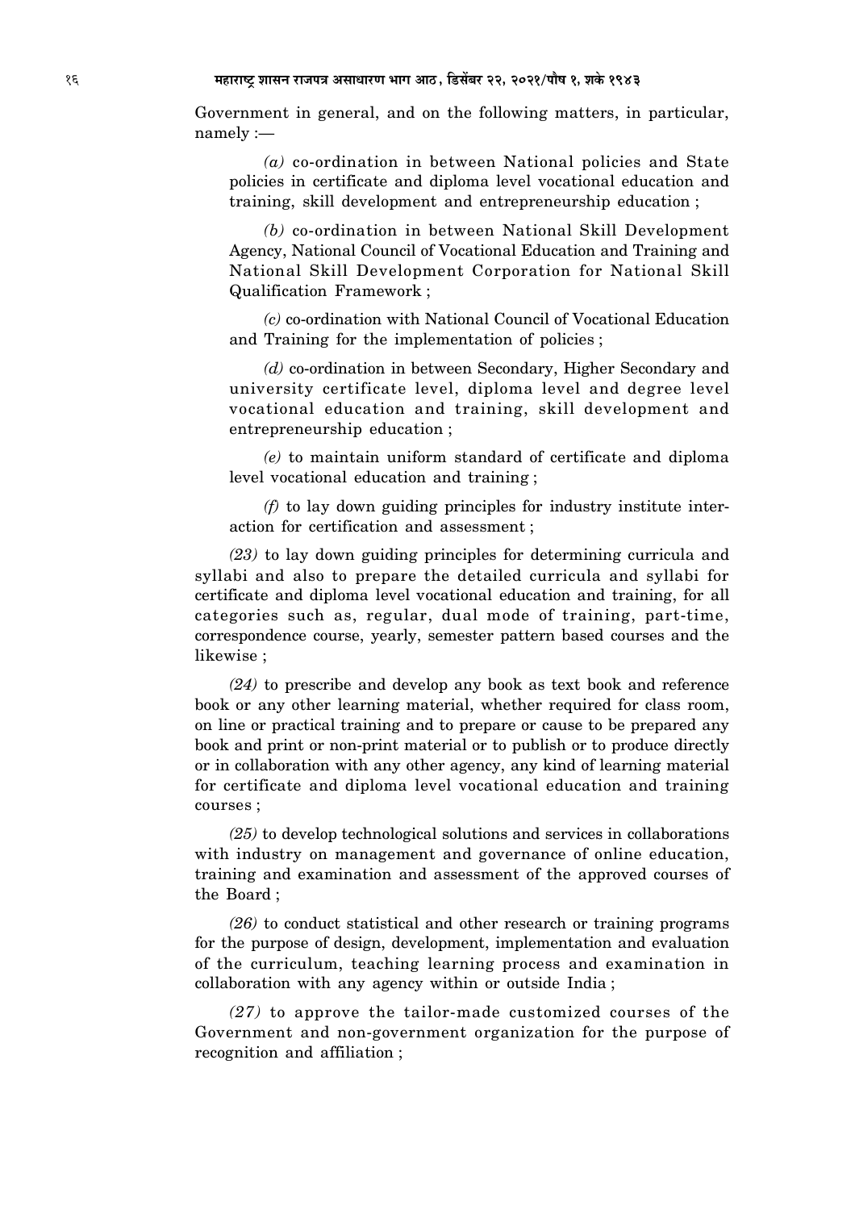Government in general, and on the following matters, in particular, namely :—

*(a)* co-ordination in between National policies and State policies in certificate and diploma level vocational education and training, skill development and entrepreneurship education ;

*(b)* co-ordination in between National Skill Development Agency, National Council of Vocational Education and Training and National Skill Development Corporation for National Skill Qualification Framework ;

*(c)* co-ordination with National Council of Vocational Education and Training for the implementation of policies ;

*(d)* co-ordination in between Secondary, Higher Secondary and university certificate level, diploma level and degree level vocational education and training, skill development and entrepreneurship education ;

*(e)* to maintain uniform standard of certificate and diploma level vocational education and training ;

*(f)* to lay down guiding principles for industry institute interaction for certification and assessment ;

*(23)* to lay down guiding principles for determining curricula and syllabi and also to prepare the detailed curricula and syllabi for certificate and diploma level vocational education and training, for all categories such as, regular, dual mode of training, part-time, correspondence course, yearly, semester pattern based courses and the likewise ;

*(24)* to prescribe and develop any book as text book and reference book or any other learning material, whether required for class room, on line or practical training and to prepare or cause to be prepared any book and print or non-print material or to publish or to produce directly or in collaboration with any other agency, any kind of learning material for certificate and diploma level vocational education and training courses ;

*(25)* to develop technological solutions and services in collaborations with industry on management and governance of online education, training and examination and assessment of the approved courses of the Board ;

*(26)* to conduct statistical and other research or training programs for the purpose of design, development, implementation and evaluation of the curriculum, teaching learning process and examination in collaboration with any agency within or outside India ;

*(27)* to approve the tailor-made customized courses of the Government and non-government organization for the purpose of recognition and affiliation ;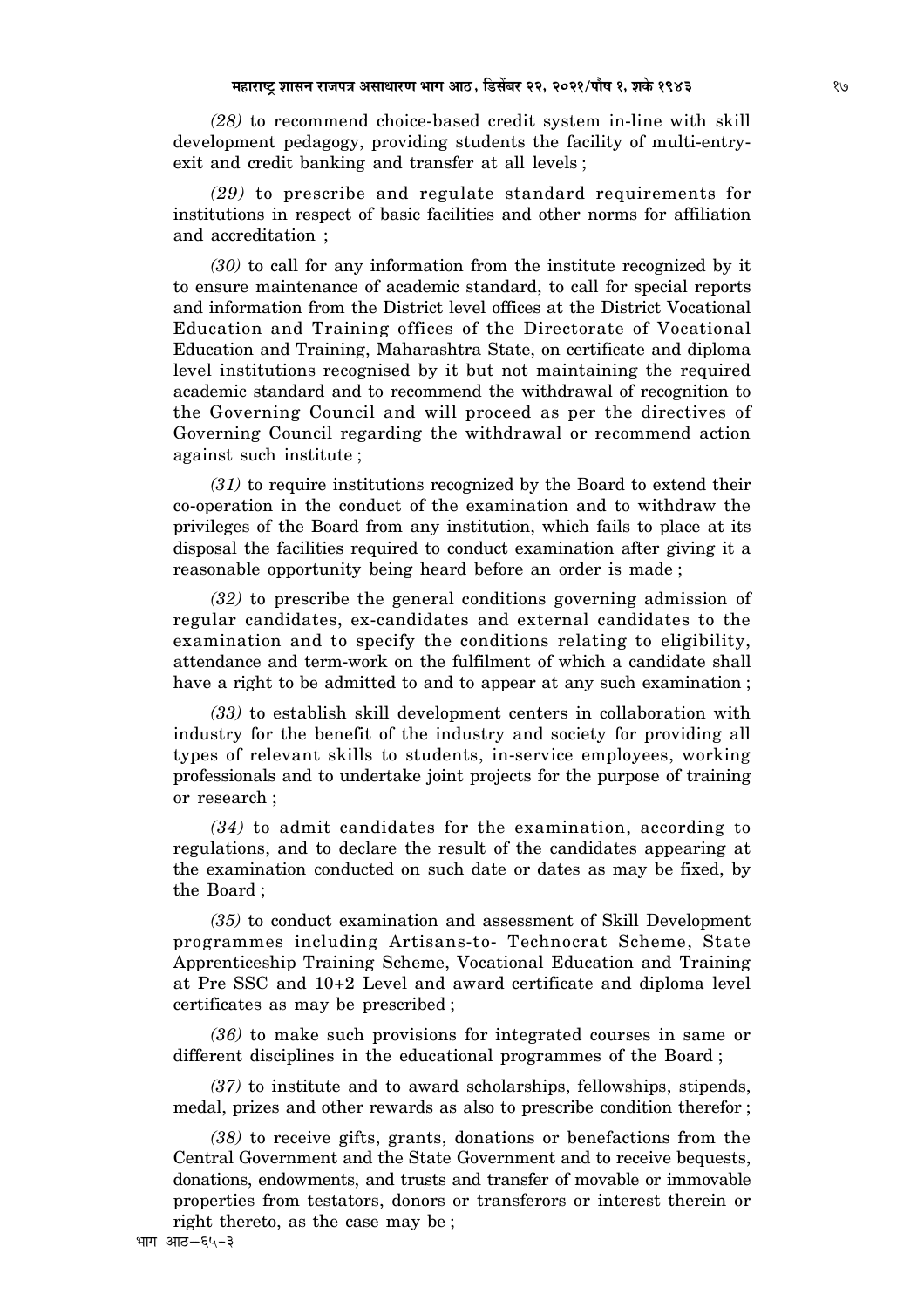*(28)* to recommend choice-based credit system in-line with skill development pedagogy, providing students the facility of multi-entry-exit and credit banking and transfer at all levels ;

*(29)* to prescribe and regulate standard requirements for institutions in respect of basic facilities and other norms for affiliation and accreditation ;

*(30)* to call for any information from the institute recognized by it to ensure maintenance of academic standard, to call for special reports and information from the District level offices at the District Vocational Education and Training offices of the Directorate of Vocational Education and Training, Maharashtra State, on certificate and diploma level institutions recognised by it but not maintaining the required academic standard and to recommend the withdrawal of recognition to the Governing Council and will proceed as per the directives of Governing Council regarding the withdrawal or recommend action against such institute ;

*(31)* to require institutions recognized by the Board to extend their co-operation in the conduct of the examination and to withdraw the privileges of the Board from any institution, which fails to place at its disposal the facilities required to conduct examination after giving it a reasonable opportunity being heard before an order is made ;

*(32)* to prescribe the general conditions governing admission of regular candidates, ex-candidates and external candidates to the examination and to specify the conditions relating to eligibility, attendance and term-work on the fulfilment of which a candidate shall have a right to be admitted to and to appear at any such examination ;

*(33)* to establish skill development centers in collaboration with industry for the benefit of the industry and society for providing all types of relevant skills to students, in-service employees, working professionals and to undertake joint projects for the purpose of training or research ;

*(34)* to admit candidates for the examination, according to regulations, and to declare the result of the candidates appearing at the examination conducted on such date or dates as may be fixed, by the Board ;

*(35)* to conduct examination and assessment of Skill Development programmes including Artisans-to- Technocrat Scheme, State Apprenticeship Training Scheme, Vocational Education and Training at Pre SSC and 10+2 Level and award certificate and diploma level certificates as may be prescribed ;

*(36)* to make such provisions for integrated courses in same or different disciplines in the educational programmes of the Board ;

*(37)* to institute and to award scholarships, fellowships, stipends, medal, prizes and other rewards as also to prescribe condition therefor ;

*(38)* to receive gifts, grants, donations or benefactions from the Central Government and the State Government and to receive bequests, donations, endowments, and trusts and transfer of movable or immovable properties from testators, donors or transferors or interest therein or right thereto, as the case may be ;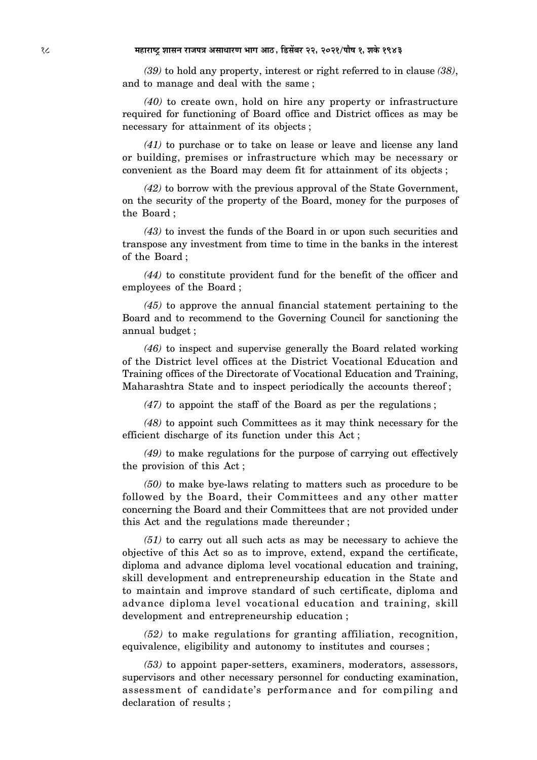*(39)* to hold any property, interest or right referred to in clause *(38)*, and to manage and deal with the same ;

*(40)* to create own, hold on hire any property or infrastructure required for functioning of Board office and District offices as may be necessary for attainment of its objects ;

*(41)* to purchase or to take on lease or leave and license any land or building, premises or infrastructure which may be necessary or convenient as the Board may deem fit for attainment of its objects ;

*(42)* to borrow with the previous approval of the State Government, on the security of the property of the Board, money for the purposes of the Board ;

*(43)* to invest the funds of the Board in or upon such securities and transpose any investment from time to time in the banks in the interest of the Board ;

*(44)* to constitute provident fund for the benefit of the officer and employees of the Board ;

*(45)* to approve the annual financial statement pertaining to the Board and to recommend to the Governing Council for sanctioning the annual budget ;

*(46)* to inspect and supervise generally the Board related working of the District level offices at the District Vocational Education and Training offices of the Directorate of Vocational Education and Training, Maharashtra State and to inspect periodically the accounts thereof ;

*(47)* to appoint the staff of the Board as per the regulations ;

*(48)* to appoint such Committees as it may think necessary for the efficient discharge of its function under this Act ;

*(49)* to make regulations for the purpose of carrying out effectively the provision of this Act ;

*(50)* to make bye-laws relating to matters such as procedure to be followed by the Board, their Committees and any other matter concerning the Board and their Committees that are not provided under this Act and the regulations made thereunder ;

*(51)* to carry out all such acts as may be necessary to achieve the objective of this Act so as to improve, extend, expand the certificate, diploma and advance diploma level vocational education and training, skill development and entrepreneurship education in the State and to maintain and improve standard of such certificate, diploma and advance diploma level vocational education and training, skill development and entrepreneurship education ;

*(52)* to make regulations for granting affiliation, recognition, equivalence, eligibility and autonomy to institutes and courses ;

*(53)* to appoint paper-setters, examiners, moderators, assessors, supervisors and other necessary personnel for conducting examination, assessment of candidate's performance and for compiling and declaration of results ;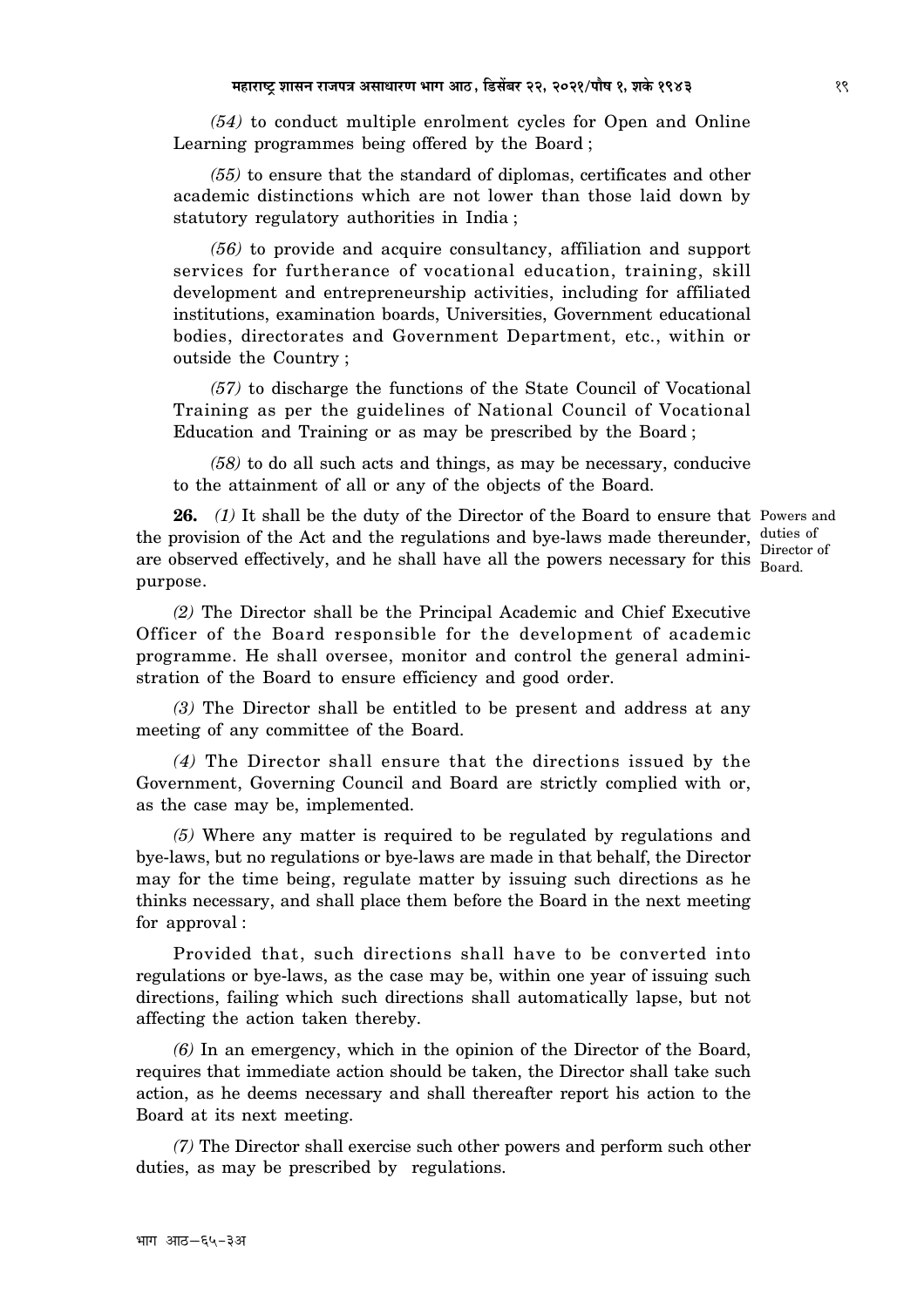*(54)* to conduct multiple enrolment cycles for Open and Online Learning programmes being offered by the Board ;

*(55)* to ensure that the standard of diplomas, certificates and other academic distinctions which are not lower than those laid down by statutory regulatory authorities in India ;

*(56)* to provide and acquire consultancy, affiliation and support services for furtherance of vocational education, training, skill development and entrepreneurship activities, including for affiliated institutions, examination boards, Universities, Government educational bodies, directorates and Government Department, etc., within or outside the Country ;

*(57)* to discharge the functions of the State Council of Vocational Training as per the guidelines of National Council of Vocational Education and Training or as may be prescribed by the Board ;

*(58)* to do all such acts and things, as may be necessary, conducive to the attainment of all or any of the objects of the Board.

Powers and duties of Director of Board.

**26.** *(1)* It shall be the duty of the Director of the Board to ensure that the provision of the Act and the regulations and bye-laws made thereunder, are observed effectively, and he shall have all the powers necessary for this purpose.

*(2)* The Director shall be the Principal Academic and Chief Executive Officer of the Board responsible for the development of academic programme. He shall oversee, monitor and control the general administration of the Board to ensure efficiency and good order.

*(3)* The Director shall be entitled to be present and address at any meeting of any committee of the Board.

*(4)* The Director shall ensure that the directions issued by the Government, Governing Council and Board are strictly complied with or, as the case may be, implemented.

*(5)* Where any matter is required to be regulated by regulations and bye-laws, but no regulations or bye-laws are made in that behalf, the Director may for the time being, regulate matter by issuing such directions as he thinks necessary, and shall place them before the Board in the next meeting for approval :

Provided that, such directions shall have to be converted into regulations or bye-laws, as the case may be, within one year of issuing such directions, failing which such directions shall automatically lapse, but not affecting the action taken thereby.

*(6)* In an emergency, which in the opinion of the Director of the Board, requires that immediate action should be taken, the Director shall take such action, as he deems necessary and shall thereafter report his action to the Board at its next meeting.

*(7)* The Director shall exercise such other powers and perform such other duties, as may be prescribed by regulations.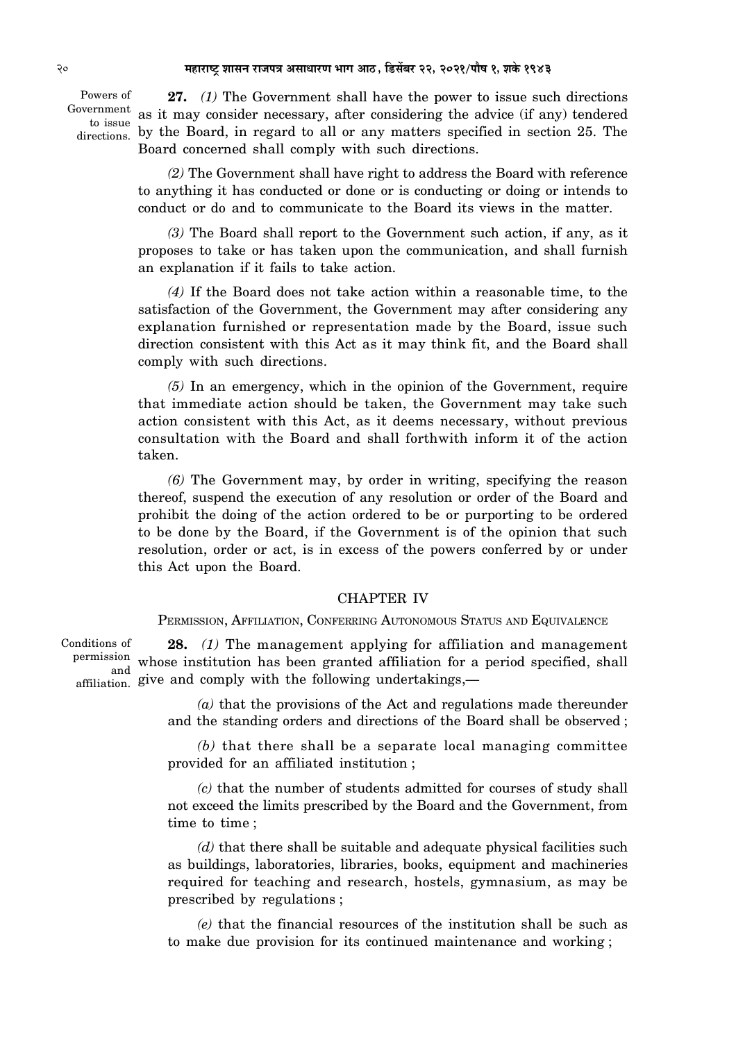Powers of Government to issue directions.

**27.** *(1)* The Government shall have the power to issue such directions as it may consider necessary, after considering the advice (if any) tendered by the Board, in regard to all or any matters specified in section 25. The Board concerned shall comply with such directions.

*(2)* The Government shall have right to address the Board with reference to anything it has conducted or done or is conducting or doing or intends to conduct or do and to communicate to the Board its views in the matter.

*(3)* The Board shall report to the Government such action, if any, as it proposes to take or has taken upon the communication, and shall furnish an explanation if it fails to take action.

*(4)* If the Board does not take action within a reasonable time, to the satisfaction of the Government, the Government may after considering any explanation furnished or representation made by the Board, issue such direction consistent with this Act as it may think fit, and the Board shall comply with such directions.

*(5)* In an emergency, which in the opinion of the Government, require that immediate action should be taken, the Government may take such action consistent with this Act, as it deems necessary, without previous consultation with the Board and shall forthwith inform it of the action taken.

*(6)* The Government may, by order in writing, specifying the reason thereof, suspend the execution of any resolution or order of the Board and prohibit the doing of the action ordered to be or purporting to be ordered to be done by the Board, if the Government is of the opinion that such resolution, order or act, is in excess of the powers conferred by or under this Act upon the Board.

## CHAPTER IV

### PERMISSION, AFFILIATION, CONFERRING AUTONOMOUS STATUS AND EQUIVALENCE

Conditions of permission and affiliation.

**28.** *(1)* The management applying for affiliation and management whose institution has been granted affiliation for a period specified, shall give and comply with the following undertakings,—

*(a)* that the provisions of the Act and regulations made thereunder and the standing orders and directions of the Board shall be observed ;

*(b)* that there shall be a separate local managing committee provided for an affiliated institution ;

*(c)* that the number of students admitted for courses of study shall not exceed the limits prescribed by the Board and the Government, from time to time ;

*(d)* that there shall be suitable and adequate physical facilities such as buildings, laboratories, libraries, books, equipment and machineries required for teaching and research, hostels, gymnasium, as may be prescribed by regulations ;

*(e)* that the financial resources of the institution shall be such as to make due provision for its continued maintenance and working ;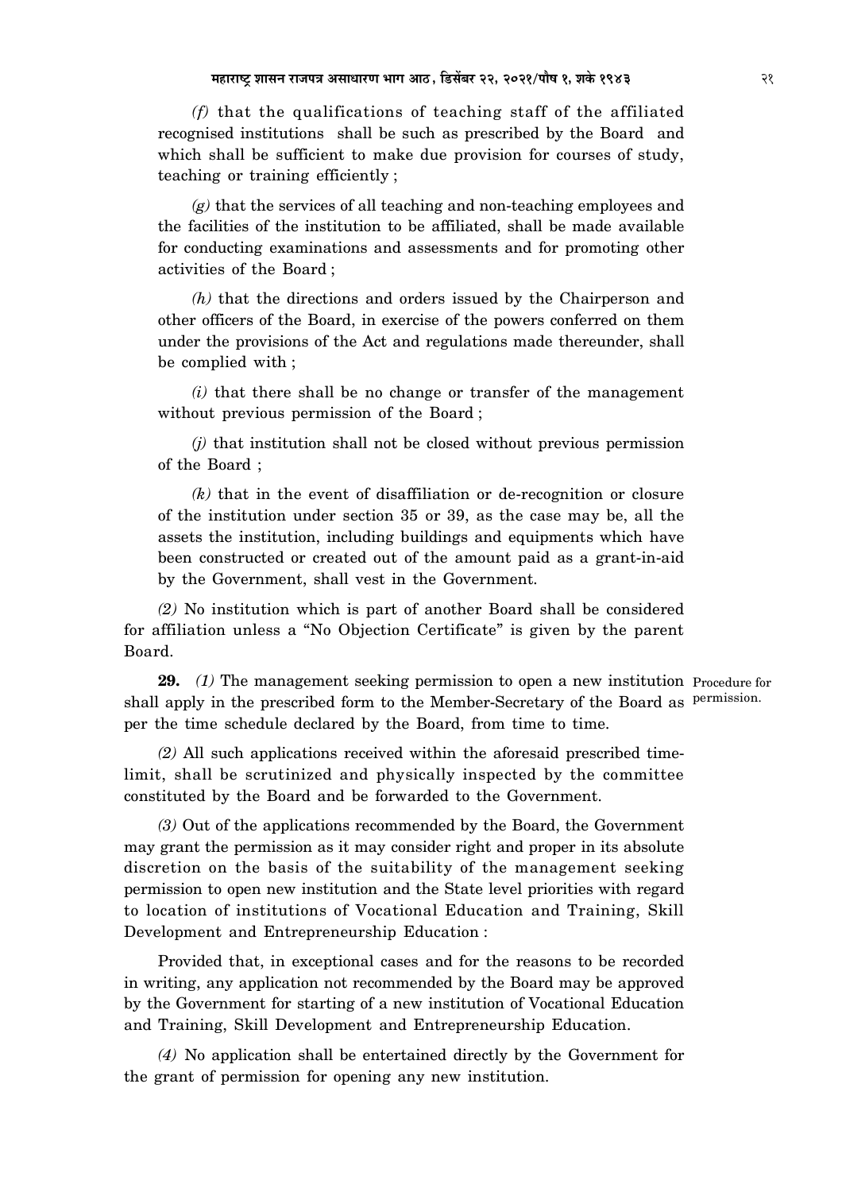*(f)* that the qualifications of teaching staff of the affiliated recognised institutions shall be such as prescribed by the Board and which shall be sufficient to make due provision for courses of study, teaching or training efficiently ;

*(g)* that the services of all teaching and non-teaching employees and the facilities of the institution to be affiliated, shall be made available for conducting examinations and assessments and for promoting other activities of the Board ;

*(h)* that the directions and orders issued by the Chairperson and other officers of the Board, in exercise of the powers conferred on them under the provisions of the Act and regulations made thereunder, shall be complied with ;

*(i)* that there shall be no change or transfer of the management without previous permission of the Board ;

*(j)* that institution shall not be closed without previous permission of the Board ;

*(k)* that in the event of disaffiliation or de-recognition or closure of the institution under section 35 or 39, as the case may be, all the assets the institution, including buildings and equipments which have been constructed or created out of the amount paid as a grant-in-aid by the Government, shall vest in the Government.

*(2)* No institution which is part of another Board shall be considered for affiliation unless a "No Objection Certificate" is given by the parent Board.

Procedure for permission.

**29.** *(1)* The management seeking permission to open a new institution shall apply in the prescribed form to the Member-Secretary of the Board as per the time schedule declared by the Board, from time to time.

*(2)* All such applications received within the aforesaid prescribed time-limit, shall be scrutinized and physically inspected by the committee constituted by the Board and be forwarded to the Government.

*(3)* Out of the applications recommended by the Board, the Government may grant the permission as it may consider right and proper in its absolute discretion on the basis of the suitability of the management seeking permission to open new institution and the State level priorities with regard to location of institutions of Vocational Education and Training, Skill Development and Entrepreneurship Education :

Provided that, in exceptional cases and for the reasons to be recorded in writing, any application not recommended by the Board may be approved by the Government for starting of a new institution of Vocational Education and Training, Skill Development and Entrepreneurship Education.

*(4)* No application shall be entertained directly by the Government for the grant of permission for opening any new institution.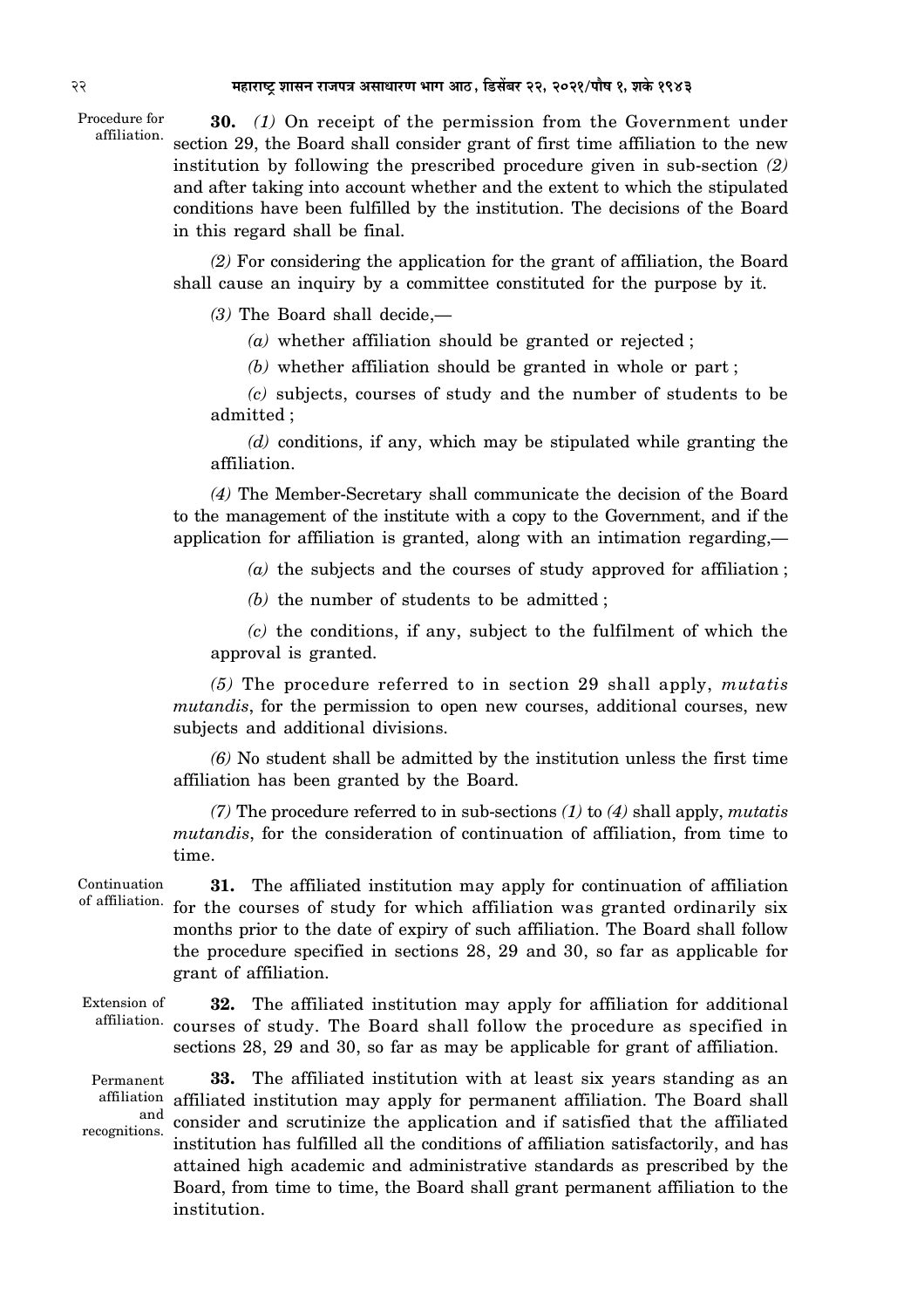Procedure for affiliation.

**30.** *(1)* On receipt of the permission from the Government under section 29, the Board shall consider grant of first time affiliation to the new institution by following the prescribed procedure given in sub-section *(2)* and after taking into account whether and the extent to which the stipulated conditions have been fulfilled by the institution. The decisions of the Board in this regard shall be final.

*(2)* For considering the application for the grant of affiliation, the Board shall cause an inquiry by a committee constituted for the purpose by it.

*(3)* The Board shall decide,—

*(a)* whether affiliation should be granted or rejected ;

*(b)* whether affiliation should be granted in whole or part ;

*(c)* subjects, courses of study and the number of students to be admitted ;

*(d)* conditions, if any, which may be stipulated while granting the affiliation.

*(4)* The Member-Secretary shall communicate the decision of the Board to the management of the institute with a copy to the Government, and if the application for affiliation is granted, along with an intimation regarding,—

*(a)* the subjects and the courses of study approved for affiliation ;

*(b)* the number of students to be admitted ;

*(c)* the conditions, if any, subject to the fulfilment of which the approval is granted.

*(5)* The procedure referred to in section 29 shall apply, *mutatis mutandis*, for the permission to open new courses, additional courses, new subjects and additional divisions.

*(6)* No student shall be admitted by the institution unless the first time affiliation has been granted by the Board.

*(7)* The procedure referred to in sub-sections *(1)* to *(4)* shall apply, *mutatis mutandis*, for the consideration of continuation of affiliation, from time to time.

Continuation of affiliation.

**31.** The affiliated institution may apply for continuation of affiliation for the courses of study for which affiliation was granted ordinarily six months prior to the date of expiry of such affiliation. The Board shall follow the procedure specified in sections 28, 29 and 30, so far as applicable for grant of affiliation.

Extension of affiliation.

**32.** The affiliated institution may apply for affiliation for additional courses of study. The Board shall follow the procedure as specified in sections 28, 29 and 30, so far as may be applicable for grant of affiliation.

Permanent affiliation and recognitions.

**33.** The affiliated institution with at least six years standing as an affiliated institution may apply for permanent affiliation. The Board shall consider and scrutinize the application and if satisfied that the affiliated institution has fulfilled all the conditions of affiliation satisfactorily, and has attained high academic and administrative standards as prescribed by the Board, from time to time, the Board shall grant permanent affiliation to the institution.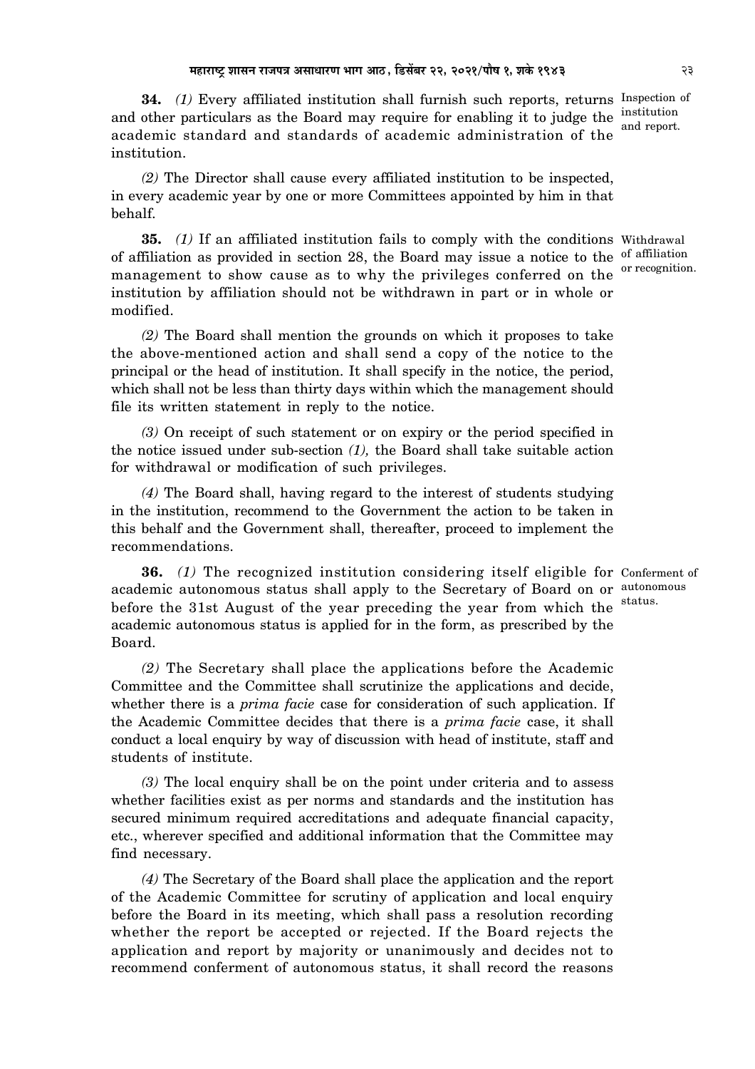**34.** *(1)* Every affiliated institution shall furnish such reports, returns and other particulars as the Board may require for enabling it to judge the academic standard and standards of academic administration of the institution.

Inspection of institution and report.

*(2)* The Director shall cause every affiliated institution to be inspected, in every academic year by one or more Committees appointed by him in that behalf.

**35.** *(1)* If an affiliated institution fails to comply with the conditions of affiliation as provided in section 28, the Board may issue a notice to the management to show cause as to why the privileges conferred on the institution by affiliation should not be withdrawn in part or in whole or modified.

Withdrawal of affiliation or recognition.

*(2)* The Board shall mention the grounds on which it proposes to take the above-mentioned action and shall send a copy of the notice to the principal or the head of institution. It shall specify in the notice, the period, which shall not be less than thirty days within which the management should file its written statement in reply to the notice.

*(3)* On receipt of such statement or on expiry or the period specified in the notice issued under sub-section *(1),* the Board shall take suitable action for withdrawal or modification of such privileges.

*(4)* The Board shall, having regard to the interest of students studying in the institution, recommend to the Government the action to be taken in this behalf and the Government shall, thereafter, proceed to implement the recommendations.

**36.** *(1)* The recognized institution considering itself eligible for academic autonomous status shall apply to the Secretary of Board on or before the 31st August of the year preceding the year from which the academic autonomous status is applied for in the form, as prescribed by the Board.

Conferment of autonomous status.

*(2)* The Secretary shall place the applications before the Academic Committee and the Committee shall scrutinize the applications and decide, whether there is a *prima facie* case for consideration of such application. If the Academic Committee decides that there is a *prima facie* case, it shall conduct a local enquiry by way of discussion with head of institute, staff and students of institute.

*(3)* The local enquiry shall be on the point under criteria and to assess whether facilities exist as per norms and standards and the institution has secured minimum required accreditations and adequate financial capacity, etc., wherever specified and additional information that the Committee may find necessary.

*(4)* The Secretary of the Board shall place the application and the report of the Academic Committee for scrutiny of application and local enquiry before the Board in its meeting, which shall pass a resolution recording whether the report be accepted or rejected. If the Board rejects the application and report by majority or unanimously and decides not to recommend conferment of autonomous status, it shall record the reasons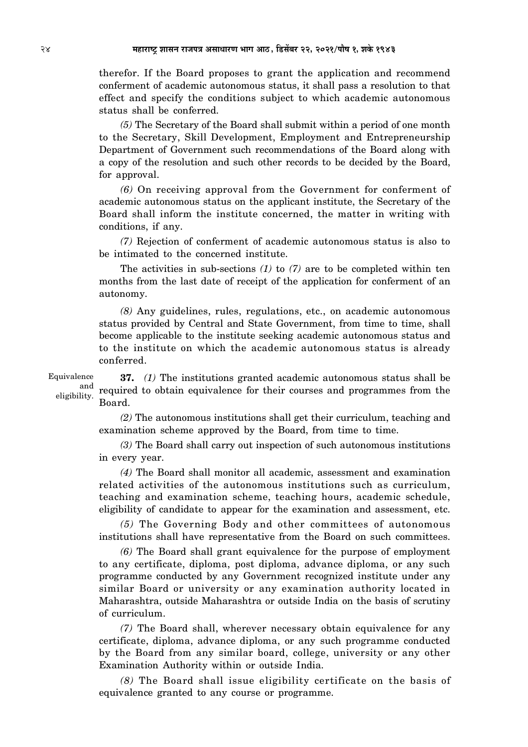therefor. If the Board proposes to grant the application and recommend conferment of academic autonomous status, it shall pass a resolution to that effect and specify the conditions subject to which academic autonomous status shall be conferred.

*(5)* The Secretary of the Board shall submit within a period of one month to the Secretary, Skill Development, Employment and Entrepreneurship Department of Government such recommendations of the Board along with a copy of the resolution and such other records to be decided by the Board, for approval.

*(6)* On receiving approval from the Government for conferment of academic autonomous status on the applicant institute, the Secretary of the Board shall inform the institute concerned, the matter in writing with conditions, if any.

*(7)* Rejection of conferment of academic autonomous status is also to be intimated to the concerned institute.

The activities in sub-sections *(1)* to *(7)* are to be completed within ten months from the last date of receipt of the application for conferment of an autonomy.

*(8)* Any guidelines, rules, regulations, etc., on academic autonomous status provided by Central and State Government, from time to time, shall become applicable to the institute seeking academic autonomous status and to the institute on which the academic autonomous status is already conferred.

Equivalence and eligibility.

**37.** *(1)* The institutions granted academic autonomous status shall be required to obtain equivalence for their courses and programmes from the Board.

*(2)* The autonomous institutions shall get their curriculum, teaching and examination scheme approved by the Board, from time to time.

*(3)* The Board shall carry out inspection of such autonomous institutions in every year.

*(4)* The Board shall monitor all academic, assessment and examination related activities of the autonomous institutions such as curriculum, teaching and examination scheme, teaching hours, academic schedule, eligibility of candidate to appear for the examination and assessment, etc.

*(5)* The Governing Body and other committees of autonomous institutions shall have representative from the Board on such committees.

*(6)* The Board shall grant equivalence for the purpose of employment to any certificate, diploma, post diploma, advance diploma, or any such programme conducted by any Government recognized institute under any similar Board or university or any examination authority located in Maharashtra, outside Maharashtra or outside India on the basis of scrutiny of curriculum.

*(7)* The Board shall, wherever necessary obtain equivalence for any certificate, diploma, advance diploma, or any such programme conducted by the Board from any similar board, college, university or any other Examination Authority within or outside India.

*(8)* The Board shall issue eligibility certificate on the basis of equivalence granted to any course or programme.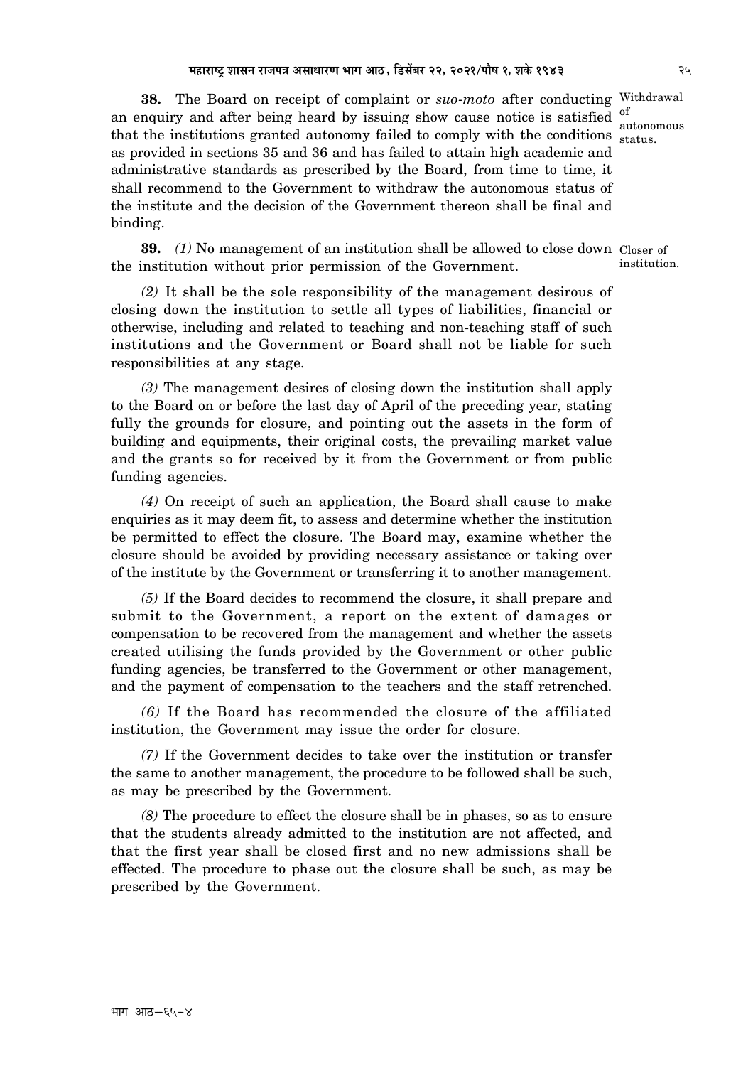**38.** The Board on receipt of complaint or *suo-moto* after conducting an enquiry and after being heard by issuing show cause notice is satisfied that the institutions granted autonomy failed to comply with the conditions as provided in sections 35 and 36 and has failed to attain high academic and administrative standards as prescribed by the Board, from time to time, it shall recommend to the Government to withdraw the autonomous status of the institute and the decision of the Government thereon shall be final and binding. Withdrawal of autonomous status.

**39.** *(1)* No management of an institution shall be allowed to close down the institution without prior permission of the Government. Closer of institution.

*(2)* It shall be the sole responsibility of the management desirous of closing down the institution to settle all types of liabilities, financial or otherwise, including and related to teaching and non-teaching staff of such institutions and the Government or Board shall not be liable for such responsibilities at any stage.

*(3)* The management desires of closing down the institution shall apply to the Board on or before the last day of April of the preceding year, stating fully the grounds for closure, and pointing out the assets in the form of building and equipments, their original costs, the prevailing market value and the grants so for received by it from the Government or from public funding agencies.

*(4)* On receipt of such an application, the Board shall cause to make enquiries as it may deem fit, to assess and determine whether the institution be permitted to effect the closure. The Board may, examine whether the closure should be avoided by providing necessary assistance or taking over of the institute by the Government or transferring it to another management.

*(5)* If the Board decides to recommend the closure, it shall prepare and submit to the Government, a report on the extent of damages or compensation to be recovered from the management and whether the assets created utilising the funds provided by the Government or other public funding agencies, be transferred to the Government or other management, and the payment of compensation to the teachers and the staff retrenched.

*(6)* If the Board has recommended the closure of the affiliated institution, the Government may issue the order for closure.

*(7)* If the Government decides to take over the institution or transfer the same to another management, the procedure to be followed shall be such, as may be prescribed by the Government.

*(8)* The procedure to effect the closure shall be in phases, so as to ensure that the students already admitted to the institution are not affected, and that the first year shall be closed first and no new admissions shall be effected. The procedure to phase out the closure shall be such, as may be prescribed by the Government.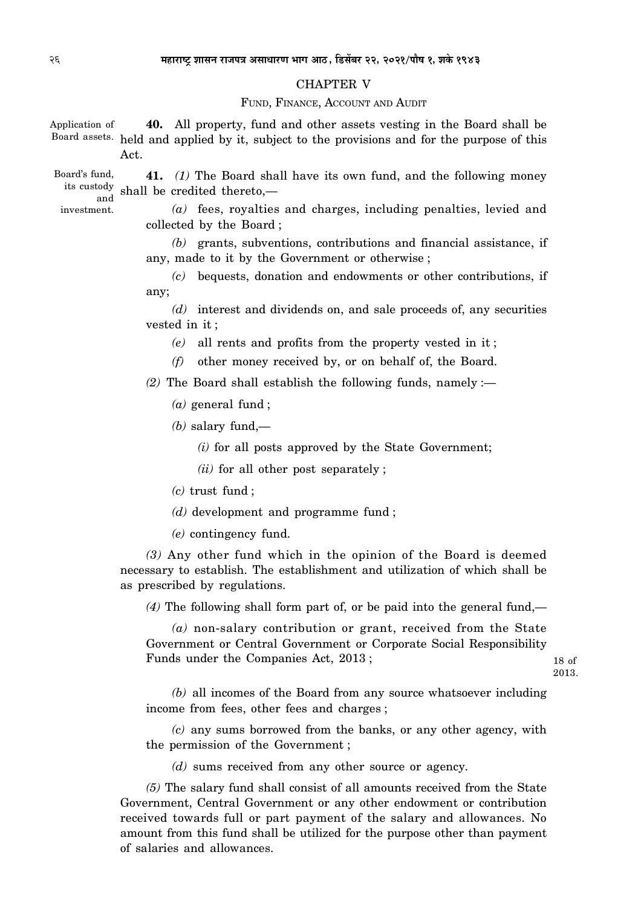## CHAPTER V

### FUND, FINANCE, ACCOUNT AND AUDIT

Application of Board assets.

**40.** All property, fund and other assets vesting in the Board shall be held and applied by it, subject to the provisions and for the purpose of this Act.

Board's fund, its custody and investment.

**41.** *(1)* The Board shall have its own fund, and the following money shall be credited thereto,—

*(a)* fees, royalties and charges, including penalties, levied and collected by the Board ;

*(b)* grants, subventions, contributions and financial assistance, if any, made to it by the Government or otherwise ;

*(c)* bequests, donation and endowments or other contributions, if any;

*(d)* interest and dividends on, and sale proceeds of, any securities vested in it ;

*(e)* all rents and profits from the property vested in it ;

*(f)* other money received by, or on behalf of, the Board.

*(2)* The Board shall establish the following funds, namely :—

*(a)* general fund ;

*(b)* salary fund,—

*(i)* for all posts approved by the State Government;

*(ii)* for all other post separately ;

*(c)* trust fund ;

*(d)* development and programme fund ;

*(e)* contingency fund.

*(3)* Any other fund which in the opinion of the Board is deemed necessary to establish. The establishment and utilization of which shall be as prescribed by regulations.

*(4)* The following shall form part of, or be paid into the general fund,—

*(a)* non-salary contribution or grant, received from the State Government or Central Government or Corporate Social Responsibility Funds under the Companies Act, 2013 ; 18 of 2013.

*(b)* all incomes of the Board from any source whatsoever including income from fees, other fees and charges ;

*(c)* any sums borrowed from the banks, or any other agency, with the permission of the Government ;

*(d)* sums received from any other source or agency.

*(5)* The salary fund shall consist of all amounts received from the State Government, Central Government or any other endowment or contribution received towards full or part payment of the salary and allowances. No amount from this fund shall be utilized for the purpose other than payment of salaries and allowances.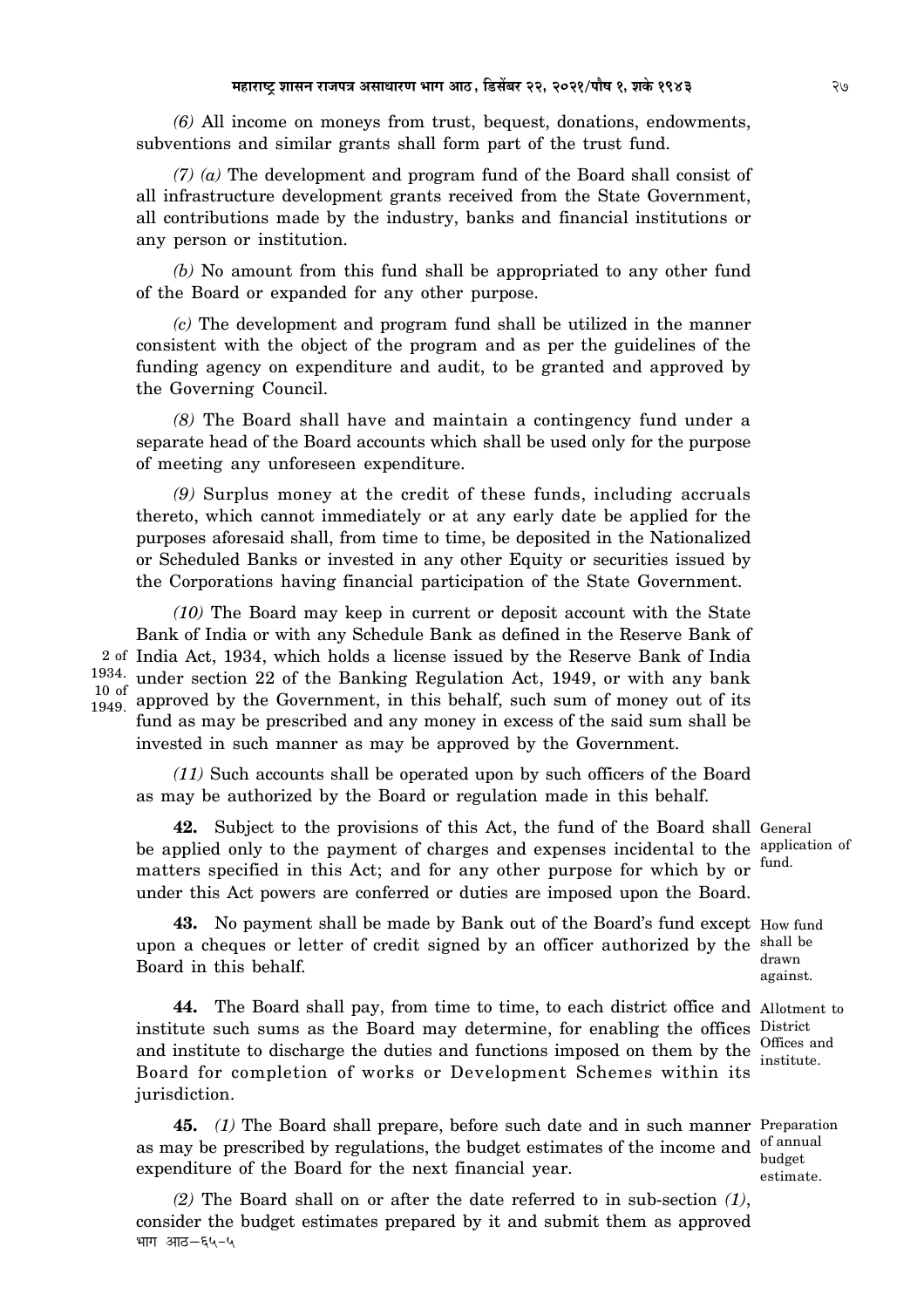*(6)* All income on moneys from trust, bequest, donations, endowments, subventions and similar grants shall form part of the trust fund.

*(7) (a)* The development and program fund of the Board shall consist of all infrastructure development grants received from the State Government, all contributions made by the industry, banks and financial institutions or any person or institution.

*(b)* No amount from this fund shall be appropriated to any other fund of the Board or expanded for any other purpose.

*(c)* The development and program fund shall be utilized in the manner consistent with the object of the program and as per the guidelines of the funding agency on expenditure and audit, to be granted and approved by the Governing Council.

*(8)* The Board shall have and maintain a contingency fund under a separate head of the Board accounts which shall be used only for the purpose of meeting any unforeseen expenditure.

*(9)* Surplus money at the credit of these funds, including accruals thereto, which cannot immediately or at any early date be applied for the purposes aforesaid shall, from time to time, be deposited in the Nationalized or Scheduled Banks or invested in any other Equity or securities issued by the Corporations having financial participation of the State Government.

*(10)* The Board may keep in current or deposit account with the State Bank of India or with any Schedule Bank as defined in the Reserve Bank of India Act, 1934, which holds a license issued by the Reserve Bank of India under section 22 of the Banking Regulation Act, 1949, or with any bank approved by the Government, in this behalf, such sum of money out of its fund as may be prescribed and any money in excess of the said sum shall be invested in such manner as may be approved by the Government.

2 of 1934.
10 of 1949.

*(11)* Such accounts shall be operated upon by such officers of the Board as may be authorized by the Board or regulation made in this behalf.

General application of fund.

**42.** Subject to the provisions of this Act, the fund of the Board shall be applied only to the payment of charges and expenses incidental to the matters specified in this Act; and for any other purpose for which by or under this Act powers are conferred or duties are imposed upon the Board.

How fund shall be drawn against.

**43.** No payment shall be made by Bank out of the Board's fund except upon a cheques or letter of credit signed by an officer authorized by the Board in this behalf.

Allotment to District Offices and institute.

**44.** The Board shall pay, from time to time, to each district office and institute such sums as the Board may determine, for enabling the offices and institute to discharge the duties and functions imposed on them by the Board for completion of works or Development Schemes within its jurisdiction.

Preparation of annual budget estimate.

**45.** *(1)* The Board shall prepare, before such date and in such manner as may be prescribed by regulations, the budget estimates of the income and expenditure of the Board for the next financial year.

*(2)* The Board shall on or after the date referred to in sub-section *(1)*, consider the budget estimates prepared by it and submit them as approved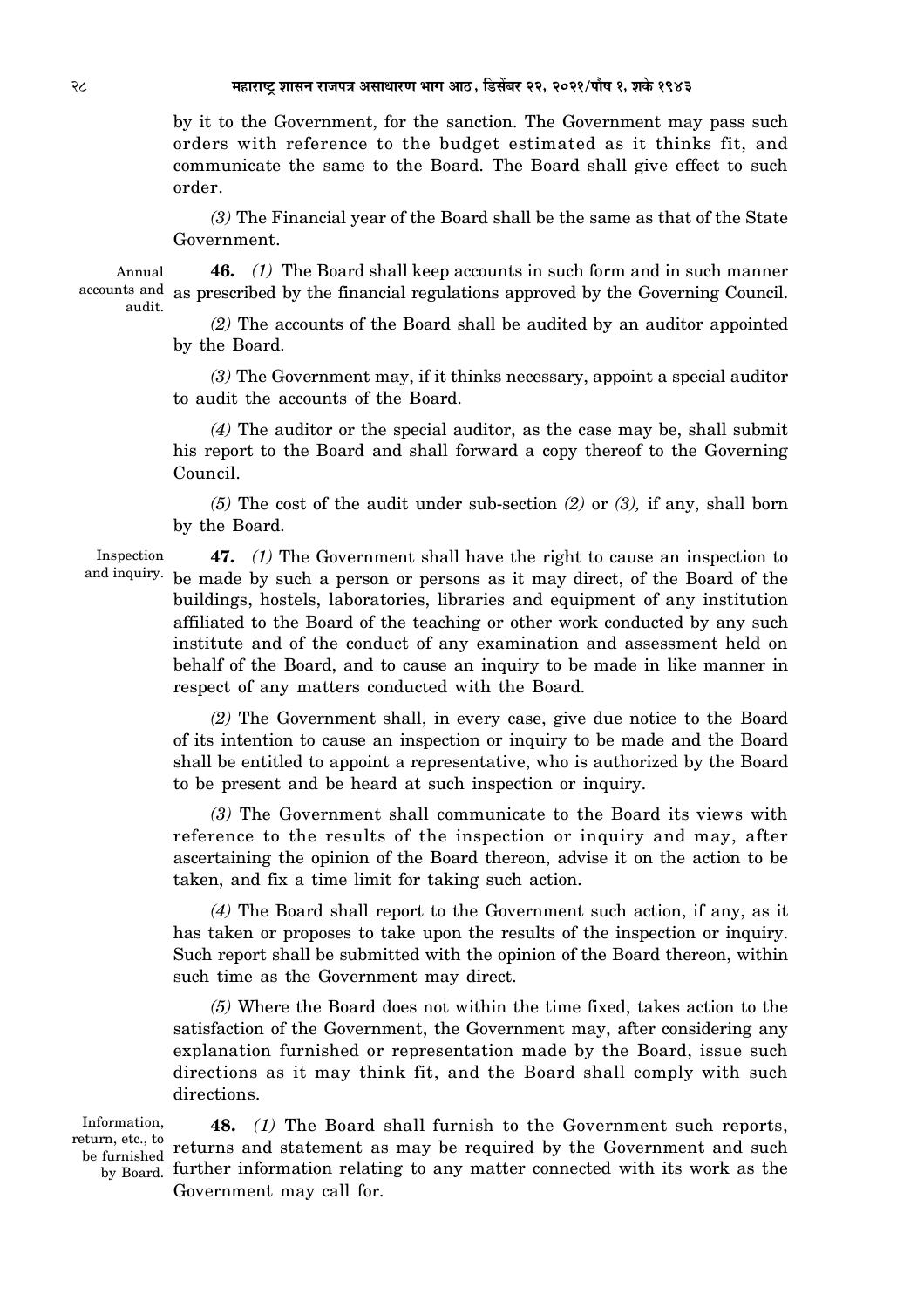by it to the Government, for the sanction. The Government may pass such orders with reference to the budget estimated as it thinks fit, and communicate the same to the Board. The Board shall give effect to such order.

*(3)* The Financial year of the Board shall be the same as that of the State Government.

Annual accounts and audit.

**46.** *(1)* The Board shall keep accounts in such form and in such manner as prescribed by the financial regulations approved by the Governing Council.

*(2)* The accounts of the Board shall be audited by an auditor appointed by the Board.

*(3)* The Government may, if it thinks necessary, appoint a special auditor to audit the accounts of the Board.

*(4)* The auditor or the special auditor, as the case may be, shall submit his report to the Board and shall forward a copy thereof to the Governing Council.

*(5)* The cost of the audit under sub-section *(2)* or *(3),* if any, shall born by the Board.

Inspection and inquiry.

**47.** *(1)* The Government shall have the right to cause an inspection to be made by such a person or persons as it may direct, of the Board of the buildings, hostels, laboratories, libraries and equipment of any institution affiliated to the Board of the teaching or other work conducted by any such institute and of the conduct of any examination and assessment held on behalf of the Board, and to cause an inquiry to be made in like manner in respect of any matters conducted with the Board.

*(2)* The Government shall, in every case, give due notice to the Board of its intention to cause an inspection or inquiry to be made and the Board shall be entitled to appoint a representative, who is authorized by the Board to be present and be heard at such inspection or inquiry.

*(3)* The Government shall communicate to the Board its views with reference to the results of the inspection or inquiry and may, after ascertaining the opinion of the Board thereon, advise it on the action to be taken, and fix a time limit for taking such action.

*(4)* The Board shall report to the Government such action, if any, as it has taken or proposes to take upon the results of the inspection or inquiry. Such report shall be submitted with the opinion of the Board thereon, within such time as the Government may direct.

*(5)* Where the Board does not within the time fixed, takes action to the satisfaction of the Government, the Government may, after considering any explanation furnished or representation made by the Board, issue such directions as it may think fit, and the Board shall comply with such directions.

Information, return, etc., to be furnished by Board.

**48.** *(1)* The Board shall furnish to the Government such reports, returns and statement as may be required by the Government and such further information relating to any matter connected with its work as the Government may call for.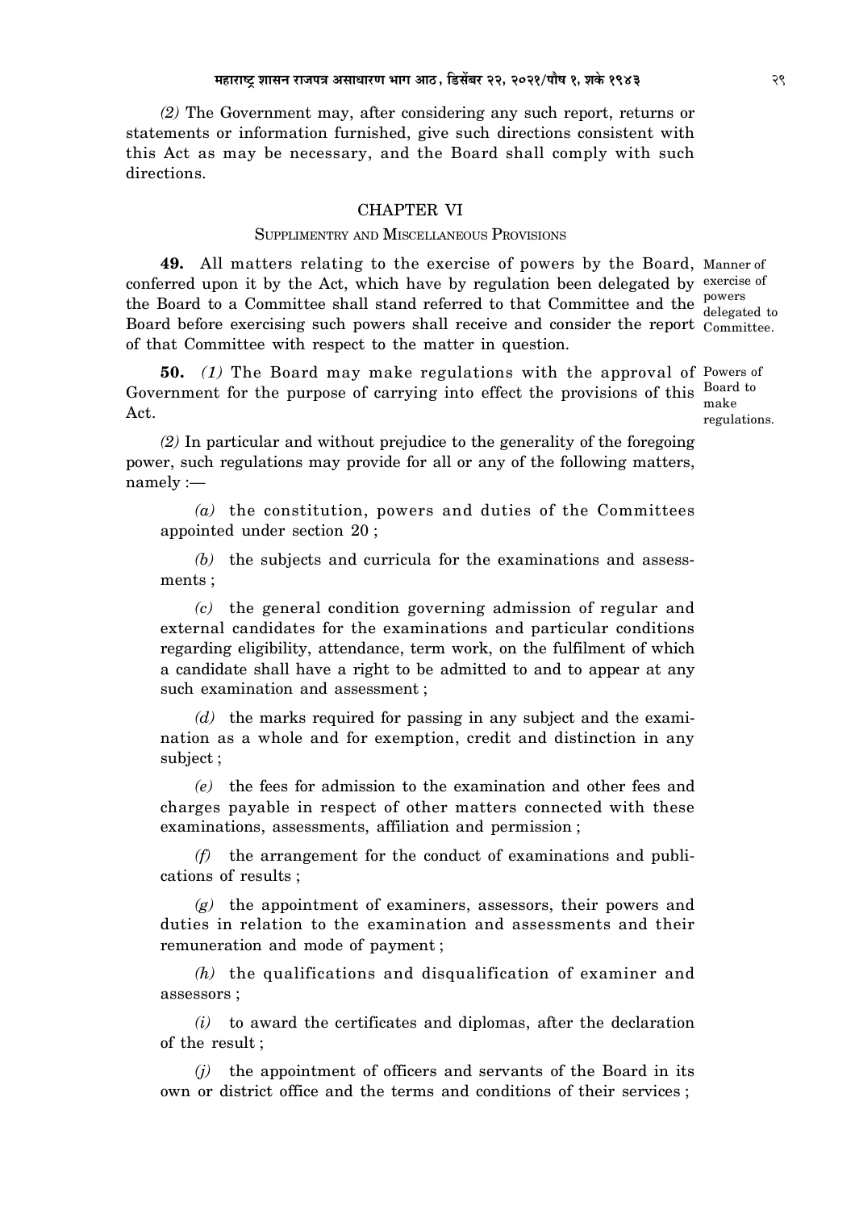*(2)* The Government may, after considering any such report, returns or statements or information furnished, give such directions consistent with this Act as may be necessary, and the Board shall comply with such directions.

## CHAPTER VI

### SUPPLIMENTRY AND MISCELLANEOUS PROVISIONS

Manner of exercise of powers delegated to Committee.

**49.** All matters relating to the exercise of powers by the Board, conferred upon it by the Act, which have by regulation been delegated by the Board to a Committee shall stand referred to that Committee and the Board before exercising such powers shall receive and consider the report of that Committee with respect to the matter in question.

Powers of Board to make regulations.

**50.** *(1)* The Board may make regulations with the approval of Government for the purpose of carrying into effect the provisions of this Act.

*(2)* In particular and without prejudice to the generality of the foregoing power, such regulations may provide for all or any of the following matters, namely :—

*(a)* the constitution, powers and duties of the Committees appointed under section 20 ;

*(b)* the subjects and curricula for the examinations and assessments ;

*(c)* the general condition governing admission of regular and external candidates for the examinations and particular conditions regarding eligibility, attendance, term work, on the fulfilment of which a candidate shall have a right to be admitted to and to appear at any such examination and assessment ;

*(d)* the marks required for passing in any subject and the examination as a whole and for exemption, credit and distinction in any subject ;

*(e)* the fees for admission to the examination and other fees and charges payable in respect of other matters connected with these examinations, assessments, affiliation and permission ;

*(f)* the arrangement for the conduct of examinations and publications of results ;

*(g)* the appointment of examiners, assessors, their powers and duties in relation to the examination and assessments and their remuneration and mode of payment ;

*(h)* the qualifications and disqualification of examiner and assessors ;

*(i)* to award the certificates and diplomas, after the declaration of the result ;

*(j)* the appointment of officers and servants of the Board in its own or district office and the terms and conditions of their services ;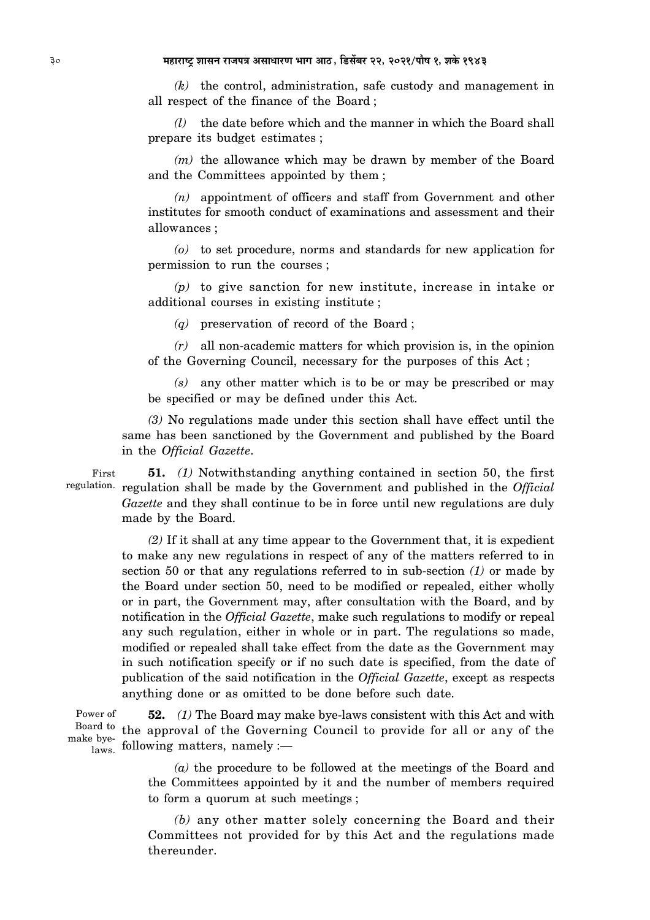*(k)* the control, administration, safe custody and management in all respect of the finance of the Board ;

*(l)* the date before which and the manner in which the Board shall prepare its budget estimates ;

*(m)* the allowance which may be drawn by member of the Board and the Committees appointed by them ;

*(n)* appointment of officers and staff from Government and other institutes for smooth conduct of examinations and assessment and their allowances ;

*(o)* to set procedure, norms and standards for new application for permission to run the courses ;

*(p)* to give sanction for new institute, increase in intake or additional courses in existing institute ;

*(q)* preservation of record of the Board ;

*(r)* all non-academic matters for which provision is, in the opinion of the Governing Council, necessary for the purposes of this Act ;

*(s)* any other matter which is to be or may be prescribed or may be specified or may be defined under this Act.

*(3)* No regulations made under this section shall have effect until the same has been sanctioned by the Government and published by the Board in the *Official Gazette*.

First regulation.

**51.** *(1)* Notwithstanding anything contained in section 50, the first regulation shall be made by the Government and published in the *Official Gazette* and they shall continue to be in force until new regulations are duly made by the Board.

*(2)* If it shall at any time appear to the Government that, it is expedient to make any new regulations in respect of any of the matters referred to in section 50 or that any regulations referred to in sub-section *(1)* or made by the Board under section 50, need to be modified or repealed, either wholly or in part, the Government may, after consultation with the Board, and by notification in the *Official Gazette*, make such regulations to modify or repeal any such regulation, either in whole or in part. The regulations so made, modified or repealed shall take effect from the date as the Government may in such notification specify or if no such date is specified, from the date of publication of the said notification in the *Official Gazette*, except as respects anything done or as omitted to be done before such date.

Power of Board to make bye-laws.

**52.** *(1)* The Board may make bye-laws consistent with this Act and with the approval of the Governing Council to provide for all or any of the following matters, namely :—

*(a)* the procedure to be followed at the meetings of the Board and the Committees appointed by it and the number of members required to form a quorum at such meetings ;

*(b)* any other matter solely concerning the Board and their Committees not provided for by this Act and the regulations made thereunder.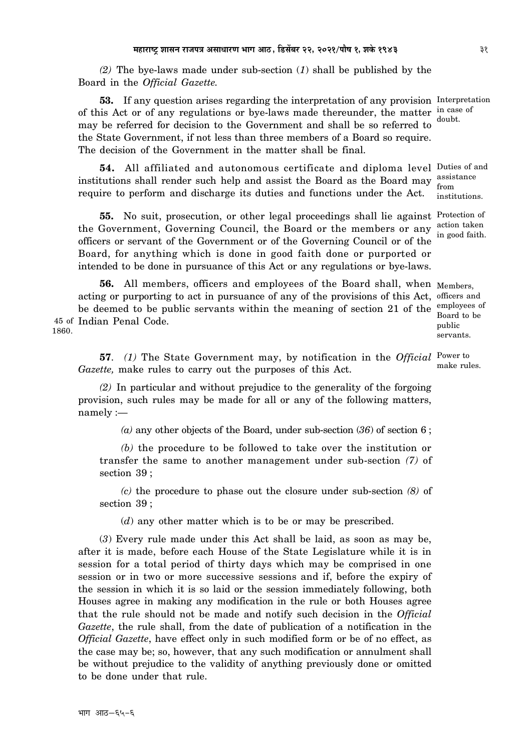*(2)* The bye-laws made under sub-section (*1*) shall be published by the Board in the *Official Gazette*.

Interpretation in case of doubt.

**53.** If any question arises regarding the interpretation of any provision of this Act or of any regulations or bye-laws made thereunder, the matter may be referred for decision to the Government and shall be so referred to the State Government, if not less than three members of a Board so require. The decision of the Government in the matter shall be final.

Duties of and assistance from institutions.

**54.** All affiliated and autonomous certificate and diploma level institutions shall render such help and assist the Board as the Board may require to perform and discharge its duties and functions under the Act.

Protection of action taken in good faith.

**55.** No suit, prosecution, or other legal proceedings shall lie against the Government, Governing Council, the Board or the members or any officers or servant of the Government or of the Governing Council or of the Board, for anything which is done in good faith done or purported or intended to be done in pursuance of this Act or any regulations or bye-laws.

Members, officers and employees of Board to be public servants.

**56.** All members, officers and employees of the Board shall, when acting or purporting to act in pursuance of any of the provisions of this Act, be deemed to be public servants within the meaning of section 21 of the Indian Penal Code.

45 of 1860.

Power to make rules.

**57**. *(1)* The State Government may, by notification in the *Official Gazette,* make rules to carry out the purposes of this Act.

*(2)* In particular and without prejudice to the generality of the forgoing provision, such rules may be made for all or any of the following matters, namely :—

*(a)* any other objects of the Board, under sub-section (*36*) of section 6 ;

*(b)* the procedure to be followed to take over the institution or transfer the same to another management under sub-section *(7)* of section 39 ;

*(c)* the procedure to phase out the closure under sub-section *(8)* of section 39 ;

(*d*) any other matter which is to be or may be prescribed.

(*3*) Every rule made under this Act shall be laid, as soon as may be, after it is made, before each House of the State Legislature while it is in session for a total period of thirty days which may be comprised in one session or in two or more successive sessions and if, before the expiry of the session in which it is so laid or the session immediately following, both Houses agree in making any modification in the rule or both Houses agree that the rule should not be made and notify such decision in the *Official Gazette*, the rule shall, from the date of publication of a notification in the *Official Gazette*, have effect only in such modified form or be of no effect, as the case may be; so, however, that any such modification or annulment shall be without prejudice to the validity of anything previously done or omitted to be done under that rule.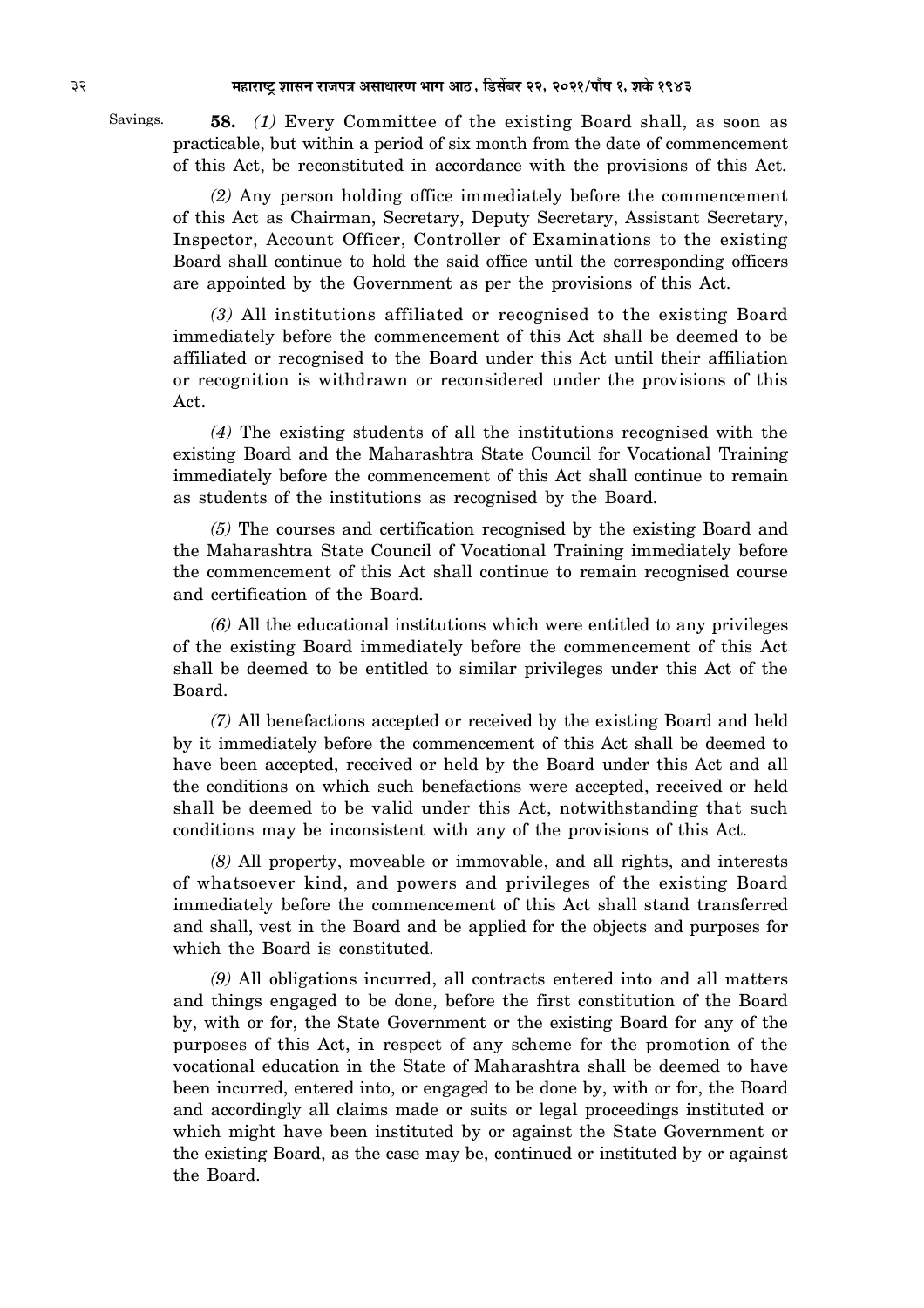Savings.

**58.** *(1)* Every Committee of the existing Board shall, as soon as practicable, but within a period of six month from the date of commencement of this Act, be reconstituted in accordance with the provisions of this Act.

*(2)* Any person holding office immediately before the commencement of this Act as Chairman, Secretary, Deputy Secretary, Assistant Secretary, Inspector, Account Officer, Controller of Examinations to the existing Board shall continue to hold the said office until the corresponding officers are appointed by the Government as per the provisions of this Act.

*(3)* All institutions affiliated or recognised to the existing Board immediately before the commencement of this Act shall be deemed to be affiliated or recognised to the Board under this Act until their affiliation or recognition is withdrawn or reconsidered under the provisions of this Act.

*(4)* The existing students of all the institutions recognised with the existing Board and the Maharashtra State Council for Vocational Training immediately before the commencement of this Act shall continue to remain as students of the institutions as recognised by the Board.

*(5)* The courses and certification recognised by the existing Board and the Maharashtra State Council of Vocational Training immediately before the commencement of this Act shall continue to remain recognised course and certification of the Board.

*(6)* All the educational institutions which were entitled to any privileges of the existing Board immediately before the commencement of this Act shall be deemed to be entitled to similar privileges under this Act of the Board.

*(7)* All benefactions accepted or received by the existing Board and held by it immediately before the commencement of this Act shall be deemed to have been accepted, received or held by the Board under this Act and all the conditions on which such benefactions were accepted, received or held shall be deemed to be valid under this Act, notwithstanding that such conditions may be inconsistent with any of the provisions of this Act.

*(8)* All property, moveable or immovable, and all rights, and interests of whatsoever kind, and powers and privileges of the existing Board immediately before the commencement of this Act shall stand transferred and shall, vest in the Board and be applied for the objects and purposes for which the Board is constituted.

*(9)* All obligations incurred, all contracts entered into and all matters and things engaged to be done, before the first constitution of the Board by, with or for, the State Government or the existing Board for any of the purposes of this Act, in respect of any scheme for the promotion of the vocational education in the State of Maharashtra shall be deemed to have been incurred, entered into, or engaged to be done by, with or for, the Board and accordingly all claims made or suits or legal proceedings instituted or which might have been instituted by or against the State Government or the existing Board, as the case may be, continued or instituted by or against the Board.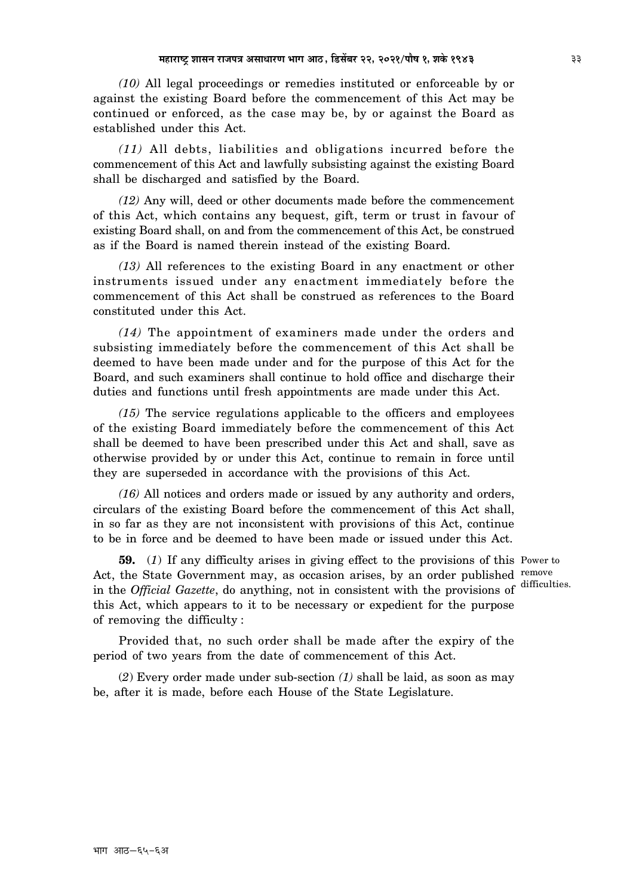*(10)* All legal proceedings or remedies instituted or enforceable by or against the existing Board before the commencement of this Act may be continued or enforced, as the case may be, by or against the Board as established under this Act.

*(11)* All debts, liabilities and obligations incurred before the commencement of this Act and lawfully subsisting against the existing Board shall be discharged and satisfied by the Board.

*(12)* Any will, deed or other documents made before the commencement of this Act, which contains any bequest, gift, term or trust in favour of existing Board shall, on and from the commencement of this Act, be construed as if the Board is named therein instead of the existing Board.

*(13)* All references to the existing Board in any enactment or other instruments issued under any enactment immediately before the commencement of this Act shall be construed as references to the Board constituted under this Act.

*(14)* The appointment of examiners made under the orders and subsisting immediately before the commencement of this Act shall be deemed to have been made under and for the purpose of this Act for the Board, and such examiners shall continue to hold office and discharge their duties and functions until fresh appointments are made under this Act.

*(15)* The service regulations applicable to the officers and employees of the existing Board immediately before the commencement of this Act shall be deemed to have been prescribed under this Act and shall, save as otherwise provided by or under this Act, continue to remain in force until they are superseded in accordance with the provisions of this Act.

*(16)* All notices and orders made or issued by any authority and orders, circulars of the existing Board before the commencement of this Act shall, in so far as they are not inconsistent with provisions of this Act, continue to be in force and be deemed to have been made or issued under this Act.

Power to remove difficulties.

**59.** (*1*) If any difficulty arises in giving effect to the provisions of this Act, the State Government may, as occasion arises, by an order published in the *Official Gazette*, do anything, not in consistent with the provisions of this Act, which appears to it to be necessary or expedient for the purpose of removing the difficulty :

Provided that, no such order shall be made after the expiry of the period of two years from the date of commencement of this Act.

(*2*) Every order made under sub-section *(1)* shall be laid, as soon as may be, after it is made, before each House of the State Legislature.

भाग आठ—६५-६अ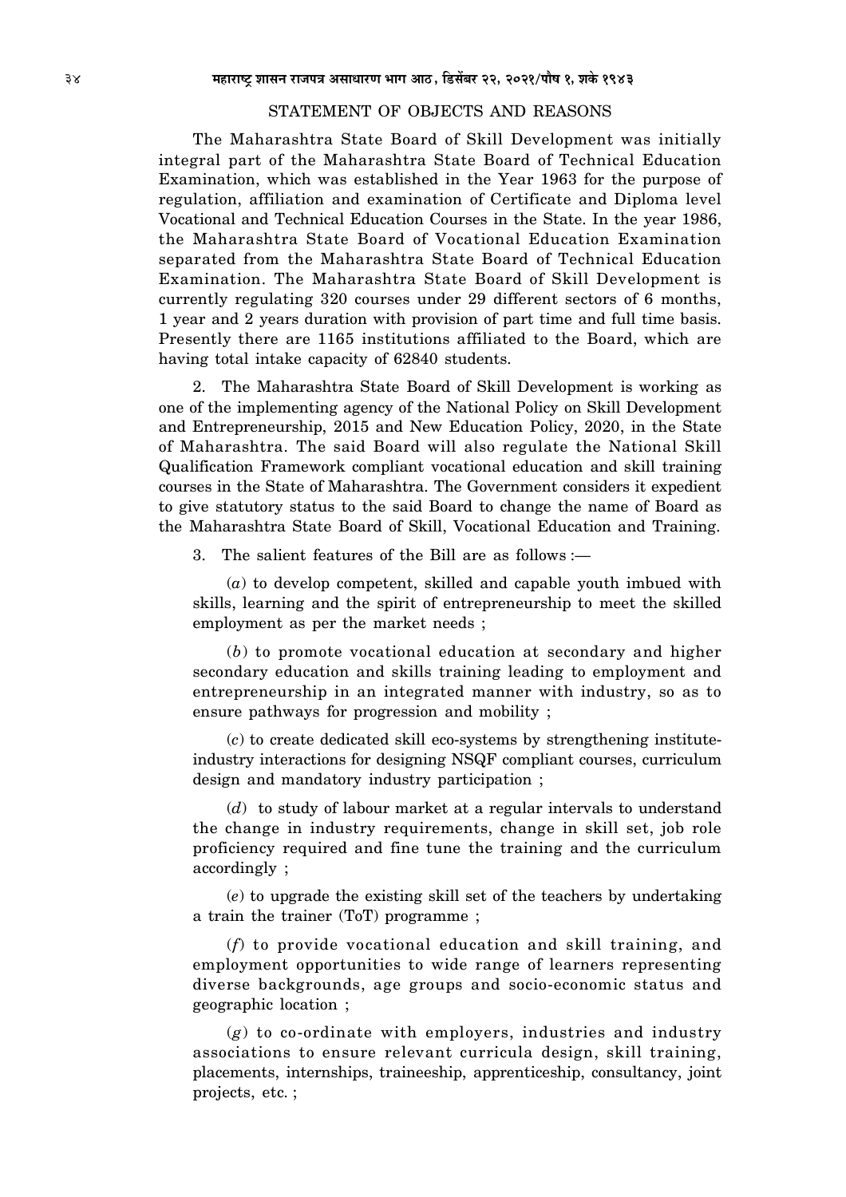## STATEMENT OF OBJECTS AND REASONS

The Maharashtra State Board of Skill Development was initially integral part of the Maharashtra State Board of Technical Education Examination, which was established in the Year 1963 for the purpose of regulation, affiliation and examination of Certificate and Diploma level Vocational and Technical Education Courses in the State. In the year 1986, the Maharashtra State Board of Vocational Education Examination separated from the Maharashtra State Board of Technical Education Examination. The Maharashtra State Board of Skill Development is currently regulating 320 courses under 29 different sectors of 6 months, 1 year and 2 years duration with provision of part time and full time basis. Presently there are 1165 institutions affiliated to the Board, which are having total intake capacity of 62840 students.

2. The Maharashtra State Board of Skill Development is working as one of the implementing agency of the National Policy on Skill Development and Entrepreneurship, 2015 and New Education Policy, 2020, in the State of Maharashtra. The said Board will also regulate the National Skill Qualification Framework compliant vocational education and skill training courses in the State of Maharashtra. The Government considers it expedient to give statutory status to the said Board to change the name of Board as the Maharashtra State Board of Skill, Vocational Education and Training.

3. The salient features of the Bill are as follows :—

(*a*) to develop competent, skilled and capable youth imbued with skills, learning and the spirit of entrepreneurship to meet the skilled employment as per the market needs ;

(*b*) to promote vocational education at secondary and higher secondary education and skills training leading to employment and entrepreneurship in an integrated manner with industry, so as to ensure pathways for progression and mobility ;

(*c*) to create dedicated skill eco-systems by strengthening institute-industry interactions for designing NSQF compliant courses, curriculum design and mandatory industry participation ;

(*d*) to study of labour market at a regular intervals to understand the change in industry requirements, change in skill set, job role proficiency required and fine tune the training and the curriculum accordingly ;

(*e*) to upgrade the existing skill set of the teachers by undertaking a train the trainer (ToT) programme ;

(*f*) to provide vocational education and skill training, and employment opportunities to wide range of learners representing diverse backgrounds, age groups and socio-economic status and geographic location ;

(*g*) to co-ordinate with employers, industries and industry associations to ensure relevant curricula design, skill training, placements, internships, traineeship, apprenticeship, consultancy, joint projects, etc. ;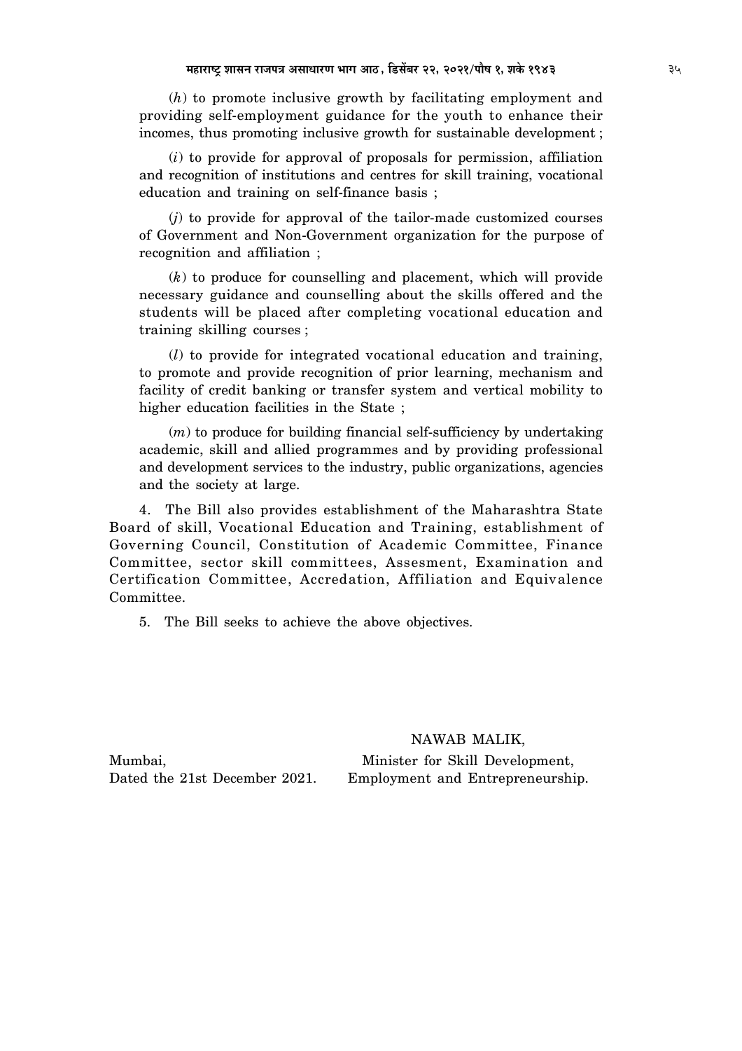(*h*) to promote inclusive growth by facilitating employment and providing self-employment guidance for the youth to enhance their incomes, thus promoting inclusive growth for sustainable development ;

(*i*) to provide for approval of proposals for permission, affiliation and recognition of institutions and centres for skill training, vocational education and training on self-finance basis ;

(*j*) to provide for approval of the tailor-made customized courses of Government and Non-Government organization for the purpose of recognition and affiliation ;

(*k*) to produce for counselling and placement, which will provide necessary guidance and counselling about the skills offered and the students will be placed after completing vocational education and training skilling courses ;

(*l*) to provide for integrated vocational education and training, to promote and provide recognition of prior learning, mechanism and facility of credit banking or transfer system and vertical mobility to higher education facilities in the State ;

(*m*) to produce for building financial self-sufficiency by undertaking academic, skill and allied programmes and by providing professional and development services to the industry, public organizations, agencies and the society at large.

4. The Bill also provides establishment of the Maharashtra State Board of skill, Vocational Education and Training, establishment of Governing Council, Constitution of Academic Committee, Finance Committee, sector skill committees, Assesment, Examination and Certification Committee, Accredation, Affiliation and Equivalence Committee.

5. The Bill seeks to achieve the above objectives.

NAWAB MALIK,
Minister for Skill Development,
Employment and Entrepreneurship.

Mumbai,
Dated the 21st December 2021.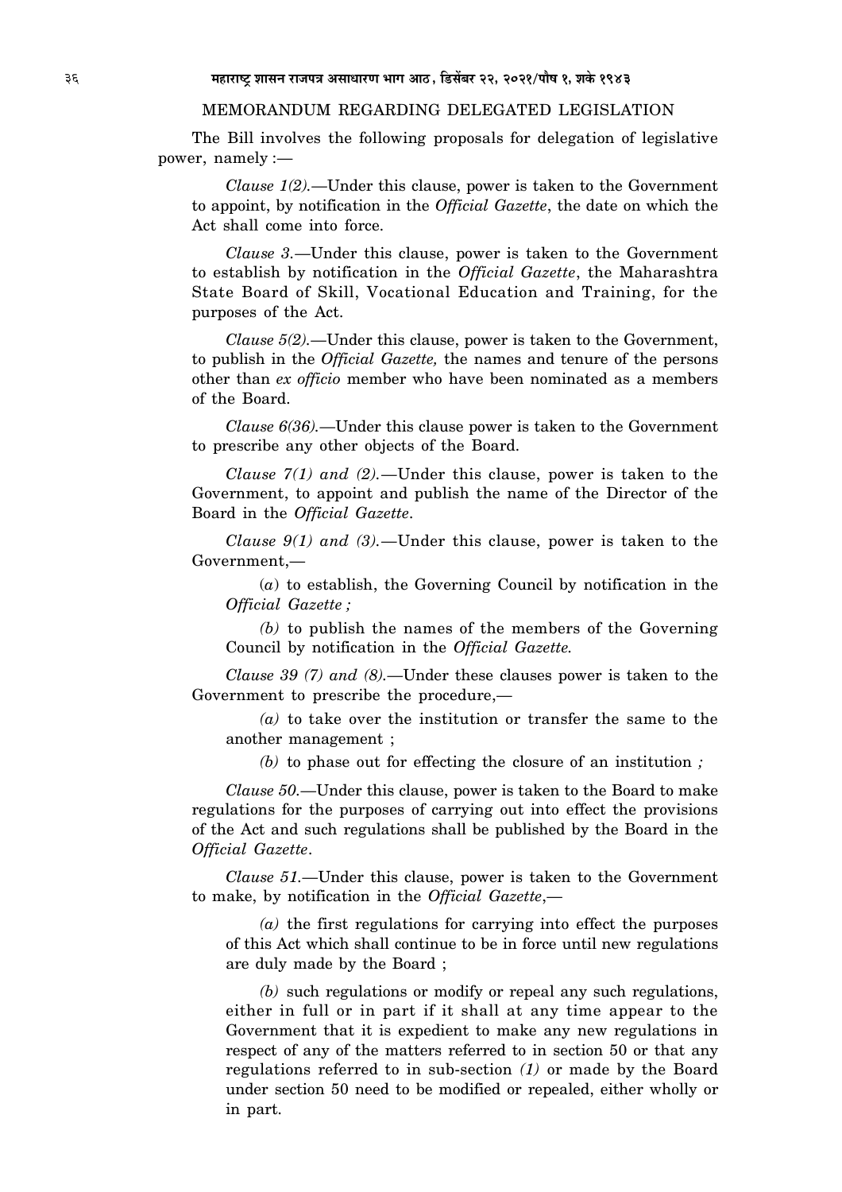## MEMORANDUM REGARDING DELEGATED LEGISLATION

The Bill involves the following proposals for delegation of legislative power, namely :—

*Clause 1(2).*—Under this clause, power is taken to the Government to appoint, by notification in the *Official Gazette*, the date on which the Act shall come into force.

*Clause 3.*—Under this clause, power is taken to the Government to establish by notification in the *Official Gazette*, the Maharashtra State Board of Skill, Vocational Education and Training, for the purposes of the Act.

*Clause 5(2).*—Under this clause, power is taken to the Government, to publish in the *Official Gazette,* the names and tenure of the persons other than *ex officio* member who have been nominated as a members of the Board.

*Clause 6(36).*—Under this clause power is taken to the Government to prescribe any other objects of the Board.

*Clause 7(1) and (2).*—Under this clause, power is taken to the Government, to appoint and publish the name of the Director of the Board in the *Official Gazette*.

*Clause 9(1) and (3).*—Under this clause, power is taken to the Government,—

(*a*) to establish, the Governing Council by notification in the *Official Gazette ;*

*(b)* to publish the names of the members of the Governing Council by notification in the *Official Gazette.*

*Clause 39 (7) and (8).*—Under these clauses power is taken to the Government to prescribe the procedure,—

*(a)* to take over the institution or transfer the same to the another management ;

*(b)* to phase out for effecting the closure of an institution *;*

*Clause 50.*—Under this clause, power is taken to the Board to make regulations for the purposes of carrying out into effect the provisions of the Act and such regulations shall be published by the Board in the *Official Gazette*.

*Clause 51.*—Under this clause, power is taken to the Government to make, by notification in the *Official Gazette*,—

*(a)* the first regulations for carrying into effect the purposes of this Act which shall continue to be in force until new regulations are duly made by the Board ;

*(b)* such regulations or modify or repeal any such regulations, either in full or in part if it shall at any time appear to the Government that it is expedient to make any new regulations in respect of any of the matters referred to in section 50 or that any regulations referred to in sub-section *(1)* or made by the Board under section 50 need to be modified or repealed, either wholly or in part.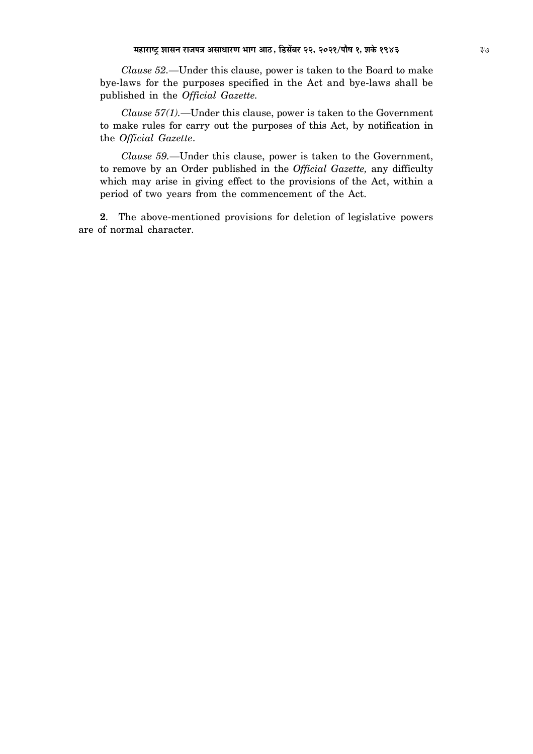*Clause 52.*—Under this clause, power is taken to the Board to make bye-laws for the purposes specified in the Act and bye-laws shall be published in the *Official Gazette.*

*Clause 57(1).*—Under this clause, power is taken to the Government to make rules for carry out the purposes of this Act, by notification in the *Official Gazette*.

*Clause 59.*—Under this clause, power is taken to the Government, to remove by an Order published in the *Official Gazette,* any difficulty which may arise in giving effect to the provisions of the Act, within a period of two years from the commencement of the Act.

**2**. The above-mentioned provisions for deletion of legislative powers are of normal character.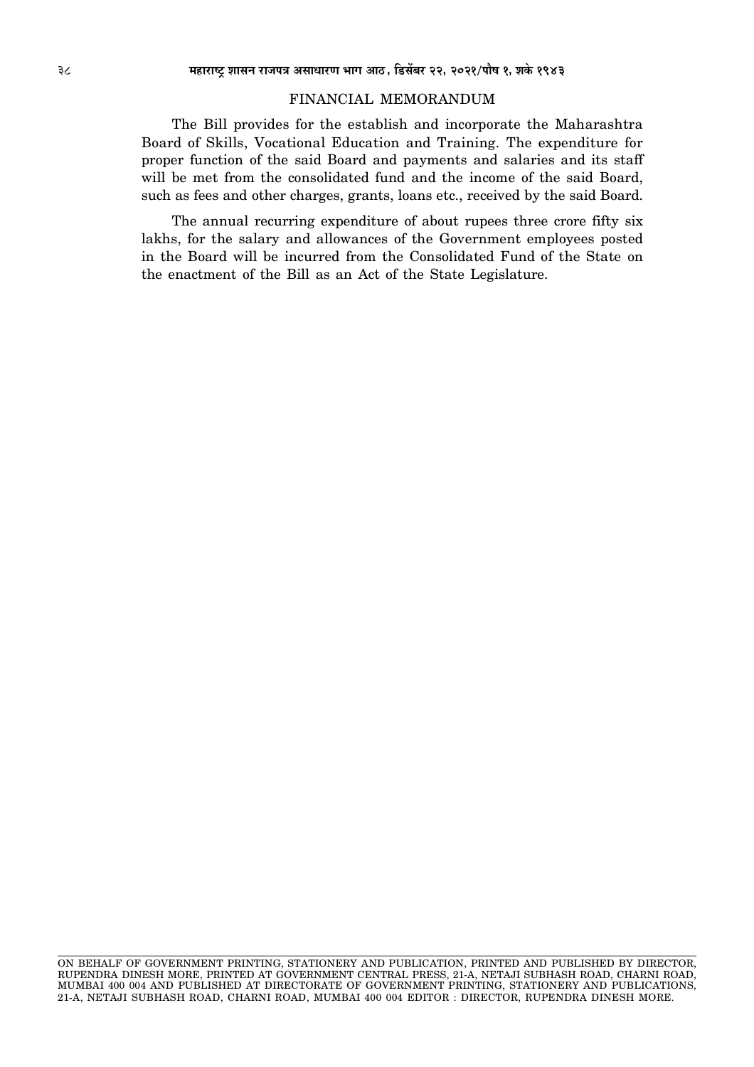# FINANCIAL MEMORANDUM

The Bill provides for the establish and incorporate the Maharashtra Board of Skills, Vocational Education and Training. The expenditure for proper function of the said Board and payments and salaries and its staff will be met from the consolidated fund and the income of the said Board, such as fees and other charges, grants, loans etc., received by the said Board.

The annual recurring expenditure of about rupees three crore fifty six lakhs, for the salary and allowances of the Government employees posted in the Board will be incurred from the Consolidated Fund of the State on the enactment of the Bill as an Act of the State Legislature.

ON BEHALF OF GOVERNMENT PRINTING, STATIONERY AND PUBLICATION, PRINTED AND PUBLISHED BY DIRECTOR, RUPENDRA DINESH MORE, PRINTED AT GOVERNMENT CENTRAL PRESS, 21-A, NETAJI SUBHASH ROAD, CHARNI ROAD, MUMBAI 400 004 AND PUBLISHED AT DIRECTORATE OF GOVERNMENT PRINTING, STATIONERY AND PUBLICATIONS, 21-A, NETAJI SUBHASH ROAD, CHARNI ROAD, MUMBAI 400 004 EDITOR : DIRECTOR, RUPENDRA DINESH MORE.